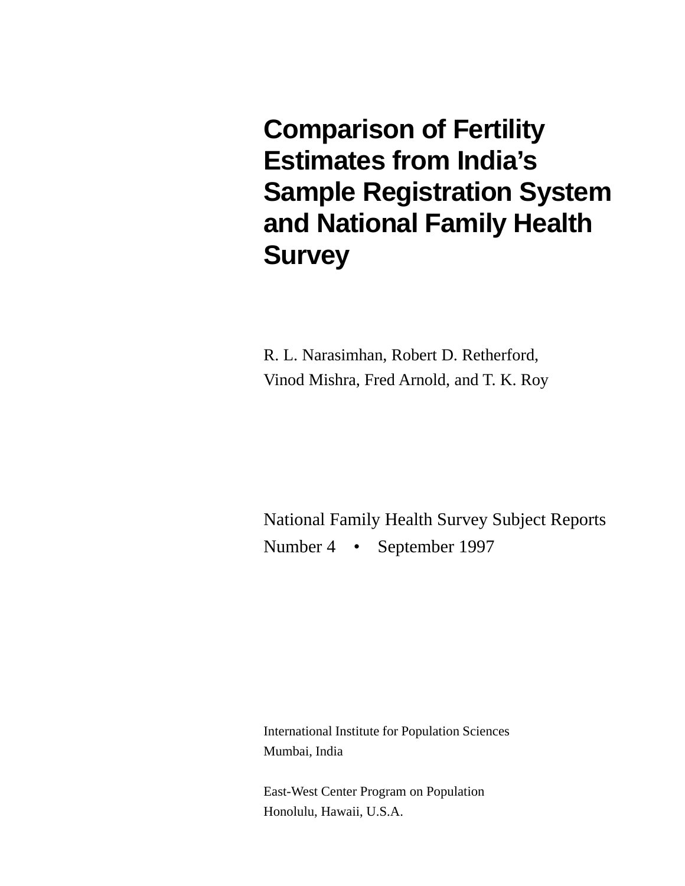# Comparison of Fertility Estimates from India's Sample Registration System and National Family Health Survey

R. L. Narasimhan, Robert D. Retherford,
Vinod Mishra, Fred Arnold, and T. K. Roy

National Family Health Survey Subject Reports
Number 4 • September 1997

International Institute for Population Sciences
Mumbai, India

East-West Center Program on Population
Honolulu, Hawaii, U.S.A.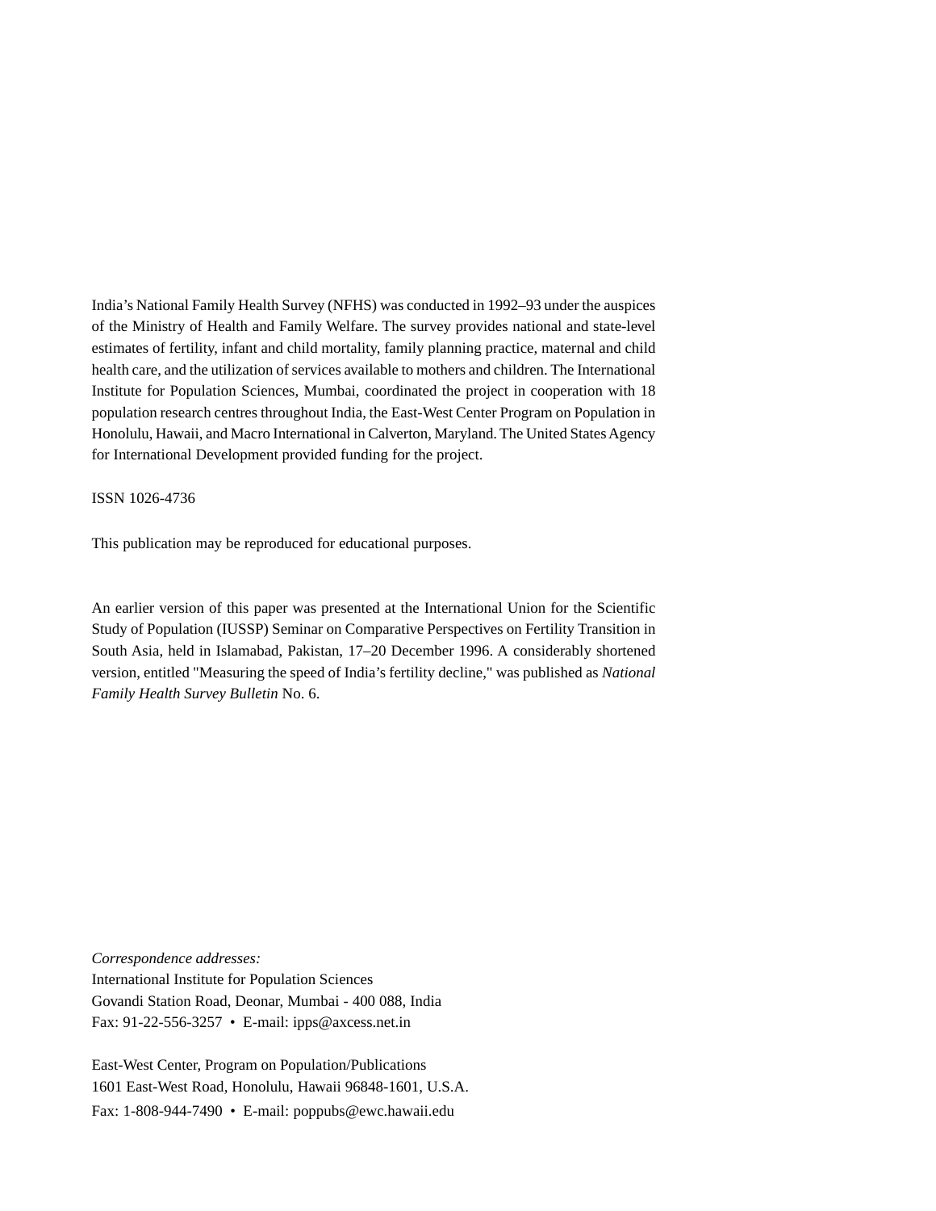India's National Family Health Survey (NFHS) was conducted in 1992–93 under the auspices of the Ministry of Health and Family Welfare. The survey provides national and state-level estimates of fertility, infant and child mortality, family planning practice, maternal and child health care, and the utilization of services available to mothers and children. The International Institute for Population Sciences, Mumbai, coordinated the project in cooperation with 18 population research centres throughout India, the East-West Center Program on Population in Honolulu, Hawaii, and Macro International in Calverton, Maryland. The United States Agency for International Development provided funding for the project.

ISSN 1026-4736

This publication may be reproduced for educational purposes.

An earlier version of this paper was presented at the International Union for the Scientific Study of Population (IUSSP) Seminar on Comparative Perspectives on Fertility Transition in South Asia, held in Islamabad, Pakistan, 17–20 December 1996. A considerably shortened version, entitled "Measuring the speed of India's fertility decline," was published as *National Family Health Survey Bulletin* No. 6.

*Correspondence addresses:*
International Institute for Population Sciences
Govandi Station Road, Deonar, Mumbai - 400 088, India
Fax: 91-22-556-3257 • E-mail: ipps@axcess.net.in

East-West Center, Program on Population/Publications
1601 East-West Road, Honolulu, Hawaii 96848-1601, U.S.A.
Fax: 1-808-944-7490 • E-mail: poppubs@ewc.hawaii.edu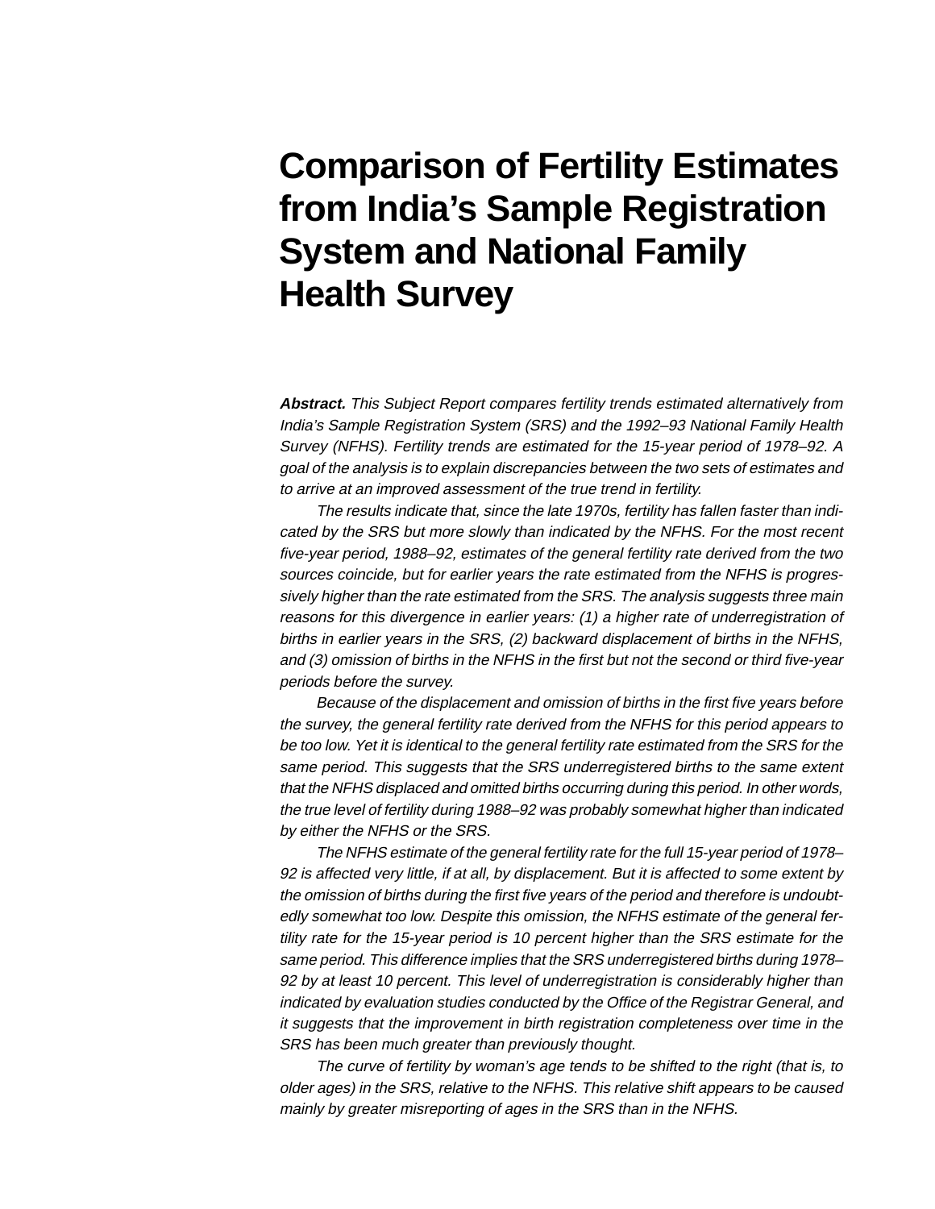# Comparison of Fertility Estimates from India's Sample Registration System and National Family Health Survey

***Abstract.*** *This Subject Report compares fertility trends estimated alternatively from India's Sample Registration System (SRS) and the 1992–93 National Family Health Survey (NFHS). Fertility trends are estimated for the 15-year period of 1978–92. A goal of the analysis is to explain discrepancies between the two sets of estimates and to arrive at an improved assessment of the true trend in fertility.*

*The results indicate that, since the late 1970s, fertility has fallen faster than indicated by the SRS but more slowly than indicated by the NFHS. For the most recent five-year period, 1988–92, estimates of the general fertility rate derived from the two sources coincide, but for earlier years the rate estimated from the NFHS is progressively higher than the rate estimated from the SRS. The analysis suggests three main reasons for this divergence in earlier years: (1) a higher rate of underregistration of births in earlier years in the SRS, (2) backward displacement of births in the NFHS, and (3) omission of births in the NFHS in the first but not the second or third five-year periods before the survey.*

*Because of the displacement and omission of births in the first five years before the survey, the general fertility rate derived from the NFHS for this period appears to be too low. Yet it is identical to the general fertility rate estimated from the SRS for the same period. This suggests that the SRS underregistered births to the same extent that the NFHS displaced and omitted births occurring during this period. In other words, the true level of fertility during 1988–92 was probably somewhat higher than indicated by either the NFHS or the SRS.*

*The NFHS estimate of the general fertility rate for the full 15-year period of 1978–92 is affected very little, if at all, by displacement. But it is affected to some extent by the omission of births during the first five years of the period and therefore is undoubtedly somewhat too low. Despite this omission, the NFHS estimate of the general fertility rate for the 15-year period is 10 percent higher than the SRS estimate for the same period. This difference implies that the SRS underregistered births during 1978–92 by at least 10 percent. This level of underregistration is considerably higher than indicated by evaluation studies conducted by the Office of the Registrar General, and it suggests that the improvement in birth registration completeness over time in the SRS has been much greater than previously thought.*

*The curve of fertility by woman's age tends to be shifted to the right (that is, to older ages) in the SRS, relative to the NFHS. This relative shift appears to be caused mainly by greater misreporting of ages in the SRS than in the NFHS.*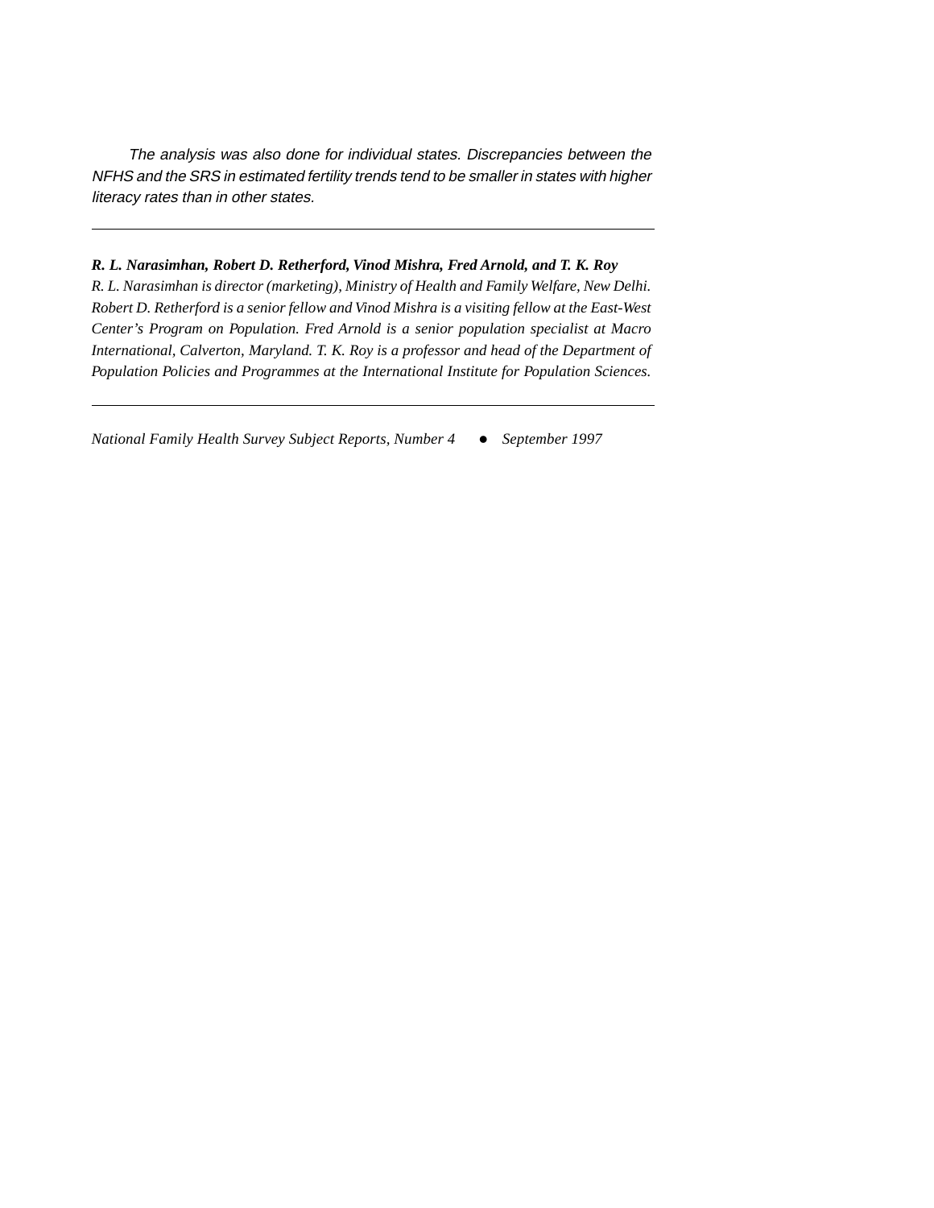*The analysis was also done for individual states. Discrepancies between the NFHS and the SRS in estimated fertility trends tend to be smaller in states with higher literacy rates than in other states.*

---

***R. L. Narasimhan, Robert D. Retherford, Vinod Mishra, Fred Arnold, and T. K. Roy***

*R. L. Narasimhan is director (marketing), Ministry of Health and Family Welfare, New Delhi. Robert D. Retherford is a senior fellow and Vinod Mishra is a visiting fellow at the East-West Center's Program on Population. Fred Arnold is a senior population specialist at Macro International, Calverton, Maryland. T. K. Roy is a professor and head of the Department of Population Policies and Programmes at the International Institute for Population Sciences.*

---

*National Family Health Survey Subject Reports, Number 4 • September 1997*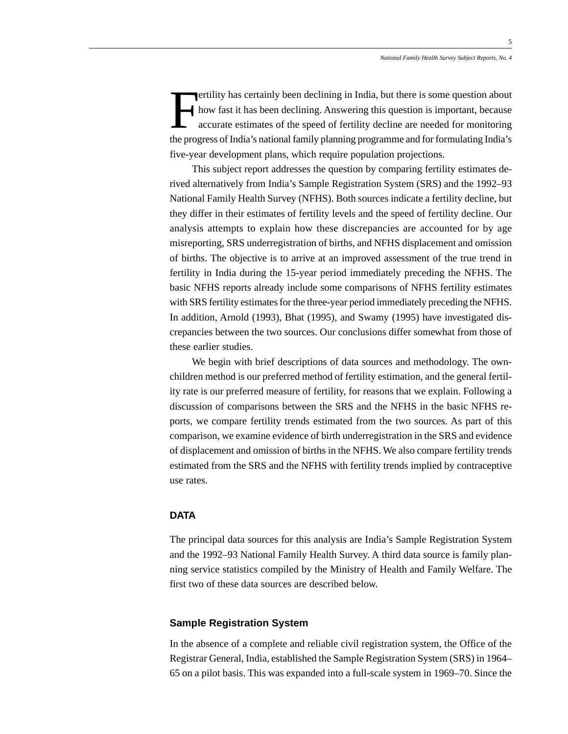Fertility has certainly been declining in India, but there is some question about how fast it has been declining. Answering this question is important, because accurate estimates of the speed of fertility decline are needed for monitoring the progress of India's national family planning programme and for formulating India's five-year development plans, which require population projections.

This subject report addresses the question by comparing fertility estimates derived alternatively from India's Sample Registration System (SRS) and the 1992–93 National Family Health Survey (NFHS). Both sources indicate a fertility decline, but they differ in their estimates of fertility levels and the speed of fertility decline. Our analysis attempts to explain how these discrepancies are accounted for by age misreporting, SRS underregistration of births, and NFHS displacement and omission of births. The objective is to arrive at an improved assessment of the true trend in fertility in India during the 15-year period immediately preceding the NFHS. The basic NFHS reports already include some comparisons of NFHS fertility estimates with SRS fertility estimates for the three-year period immediately preceding the NFHS. In addition, Arnold (1993), Bhat (1995), and Swamy (1995) have investigated discrepancies between the two sources. Our conclusions differ somewhat from those of these earlier studies.

We begin with brief descriptions of data sources and methodology. The own-children method is our preferred method of fertility estimation, and the general fertility rate is our preferred measure of fertility, for reasons that we explain. Following a discussion of comparisons between the SRS and the NFHS in the basic NFHS reports, we compare fertility trends estimated from the two sources. As part of this comparison, we examine evidence of birth underregistration in the SRS and evidence of displacement and omission of births in the NFHS. We also compare fertility trends estimated from the SRS and the NFHS with fertility trends implied by contraceptive use rates.

## DATA

The principal data sources for this analysis are India's Sample Registration System and the 1992–93 National Family Health Survey. A third data source is family planning service statistics compiled by the Ministry of Health and Family Welfare. The first two of these data sources are described below.

### Sample Registration System

In the absence of a complete and reliable civil registration system, the Office of the Registrar General, India, established the Sample Registration System (SRS) in 1964–65 on a pilot basis. This was expanded into a full-scale system in 1969–70. Since the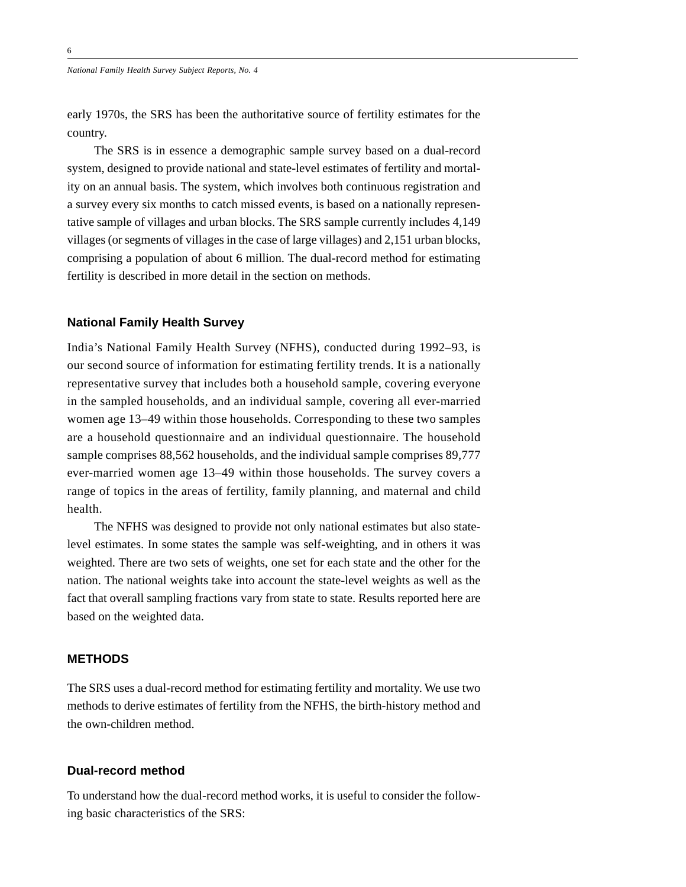early 1970s, the SRS has been the authoritative source of fertility estimates for the country.

The SRS is in essence a demographic sample survey based on a dual-record system, designed to provide national and state-level estimates of fertility and mortality on an annual basis. The system, which involves both continuous registration and a survey every six months to catch missed events, is based on a nationally representative sample of villages and urban blocks. The SRS sample currently includes 4,149 villages (or segments of villages in the case of large villages) and 2,151 urban blocks, comprising a population of about 6 million. The dual-record method for estimating fertility is described in more detail in the section on methods.

### National Family Health Survey

India's National Family Health Survey (NFHS), conducted during 1992–93, is our second source of information for estimating fertility trends. It is a nationally representative survey that includes both a household sample, covering everyone in the sampled households, and an individual sample, covering all ever-married women age 13–49 within those households. Corresponding to these two samples are a household questionnaire and an individual questionnaire. The household sample comprises 88,562 households, and the individual sample comprises 89,777 ever-married women age 13–49 within those households. The survey covers a range of topics in the areas of fertility, family planning, and maternal and child health.

The NFHS was designed to provide not only national estimates but also state-level estimates. In some states the sample was self-weighting, and in others it was weighted. There are two sets of weights, one set for each state and the other for the nation. The national weights take into account the state-level weights as well as the fact that overall sampling fractions vary from state to state. Results reported here are based on the weighted data.

## METHODS

The SRS uses a dual-record method for estimating fertility and mortality. We use two methods to derive estimates of fertility from the NFHS, the birth-history method and the own-children method.

### Dual-record method

To understand how the dual-record method works, it is useful to consider the following basic characteristics of the SRS: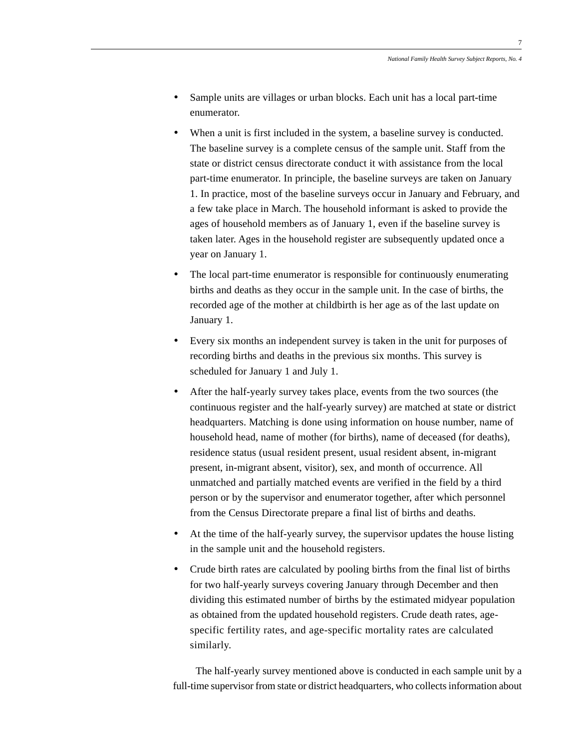- Sample units are villages or urban blocks. Each unit has a local part-time enumerator.
- When a unit is first included in the system, a baseline survey is conducted. The baseline survey is a complete census of the sample unit. Staff from the state or district census directorate conduct it with assistance from the local part-time enumerator. In principle, the baseline surveys are taken on January 1. In practice, most of the baseline surveys occur in January and February, and a few take place in March. The household informant is asked to provide the ages of household members as of January 1, even if the baseline survey is taken later. Ages in the household register are subsequently updated once a year on January 1.
- The local part-time enumerator is responsible for continuously enumerating births and deaths as they occur in the sample unit. In the case of births, the recorded age of the mother at childbirth is her age as of the last update on January 1.
- Every six months an independent survey is taken in the unit for purposes of recording births and deaths in the previous six months. This survey is scheduled for January 1 and July 1.
- After the half-yearly survey takes place, events from the two sources (the continuous register and the half-yearly survey) are matched at state or district headquarters. Matching is done using information on house number, name of household head, name of mother (for births), name of deceased (for deaths), residence status (usual resident present, usual resident absent, in-migrant present, in-migrant absent, visitor), sex, and month of occurrence. All unmatched and partially matched events are verified in the field by a third person or by the supervisor and enumerator together, after which personnel from the Census Directorate prepare a final list of births and deaths.
- At the time of the half-yearly survey, the supervisor updates the house listing in the sample unit and the household registers.
- Crude birth rates are calculated by pooling births from the final list of births for two half-yearly surveys covering January through December and then dividing this estimated number of births by the estimated midyear population as obtained from the updated household registers. Crude death rates, age-specific fertility rates, and age-specific mortality rates are calculated similarly.

The half-yearly survey mentioned above is conducted in each sample unit by a full-time supervisor from state or district headquarters, who collects information about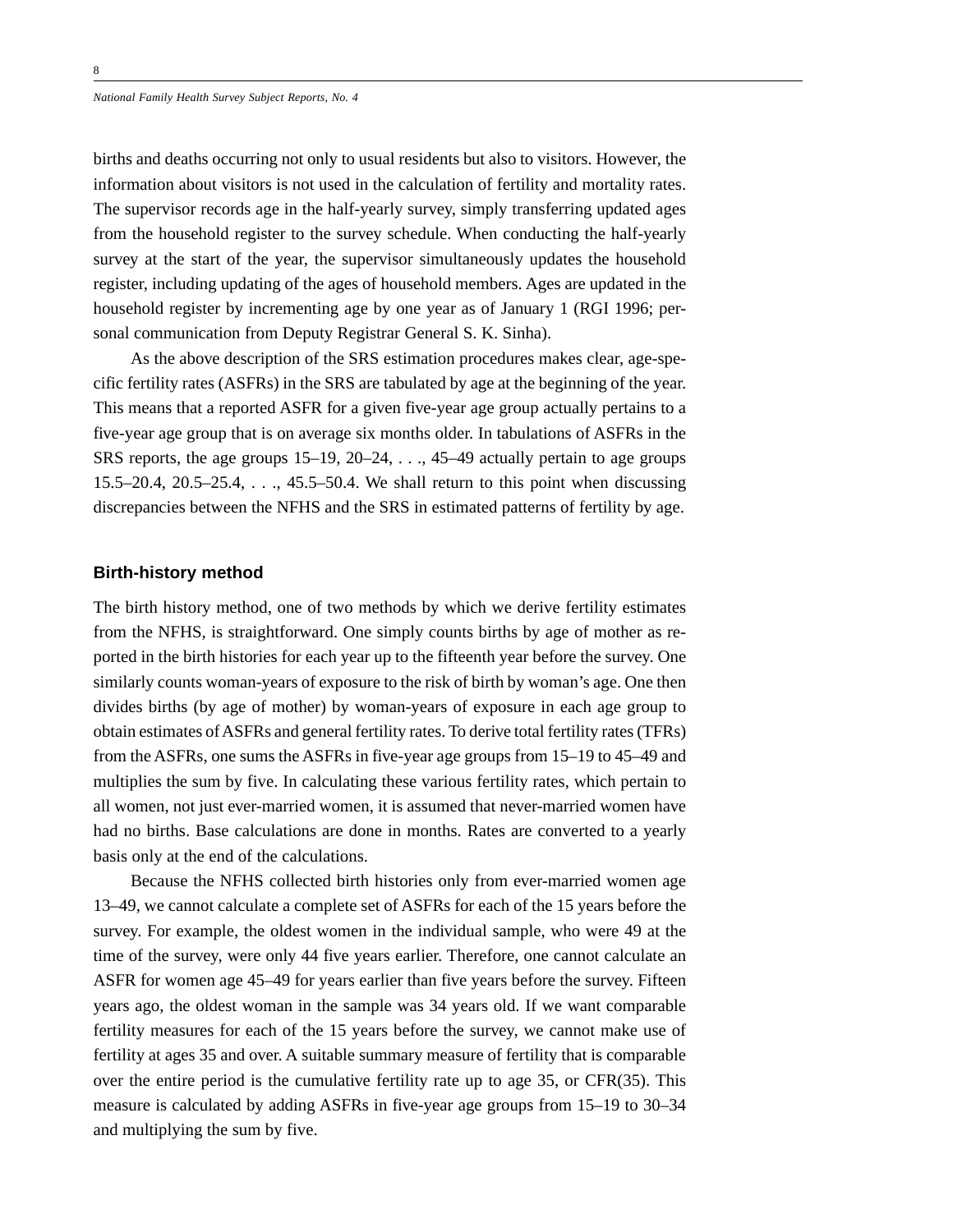births and deaths occurring not only to usual residents but also to visitors. However, the information about visitors is not used in the calculation of fertility and mortality rates. The supervisor records age in the half-yearly survey, simply transferring updated ages from the household register to the survey schedule. When conducting the half-yearly survey at the start of the year, the supervisor simultaneously updates the household register, including updating of the ages of household members. Ages are updated in the household register by incrementing age by one year as of January 1 (RGI 1996; personal communication from Deputy Registrar General S. K. Sinha).

As the above description of the SRS estimation procedures makes clear, age-specific fertility rates (ASFRs) in the SRS are tabulated by age at the beginning of the year. This means that a reported ASFR for a given five-year age group actually pertains to a five-year age group that is on average six months older. In tabulations of ASFRs in the SRS reports, the age groups 15–19, 20–24, . . ., 45–49 actually pertain to age groups 15.5–20.4, 20.5–25.4, . . ., 45.5–50.4. We shall return to this point when discussing discrepancies between the NFHS and the SRS in estimated patterns of fertility by age.

### Birth-history method

The birth history method, one of two methods by which we derive fertility estimates from the NFHS, is straightforward. One simply counts births by age of mother as reported in the birth histories for each year up to the fifteenth year before the survey. One similarly counts woman-years of exposure to the risk of birth by woman's age. One then divides births (by age of mother) by woman-years of exposure in each age group to obtain estimates of ASFRs and general fertility rates. To derive total fertility rates (TFRs) from the ASFRs, one sums the ASFRs in five-year age groups from 15–19 to 45–49 and multiplies the sum by five. In calculating these various fertility rates, which pertain to all women, not just ever-married women, it is assumed that never-married women have had no births. Base calculations are done in months. Rates are converted to a yearly basis only at the end of the calculations.

Because the NFHS collected birth histories only from ever-married women age 13–49, we cannot calculate a complete set of ASFRs for each of the 15 years before the survey. For example, the oldest women in the individual sample, who were 49 at the time of the survey, were only 44 five years earlier. Therefore, one cannot calculate an ASFR for women age 45–49 for years earlier than five years before the survey. Fifteen years ago, the oldest woman in the sample was 34 years old. If we want comparable fertility measures for each of the 15 years before the survey, we cannot make use of fertility at ages 35 and over. A suitable summary measure of fertility that is comparable over the entire period is the cumulative fertility rate up to age 35, or CFR(35). This measure is calculated by adding ASFRs in five-year age groups from 15–19 to 30–34 and multiplying the sum by five.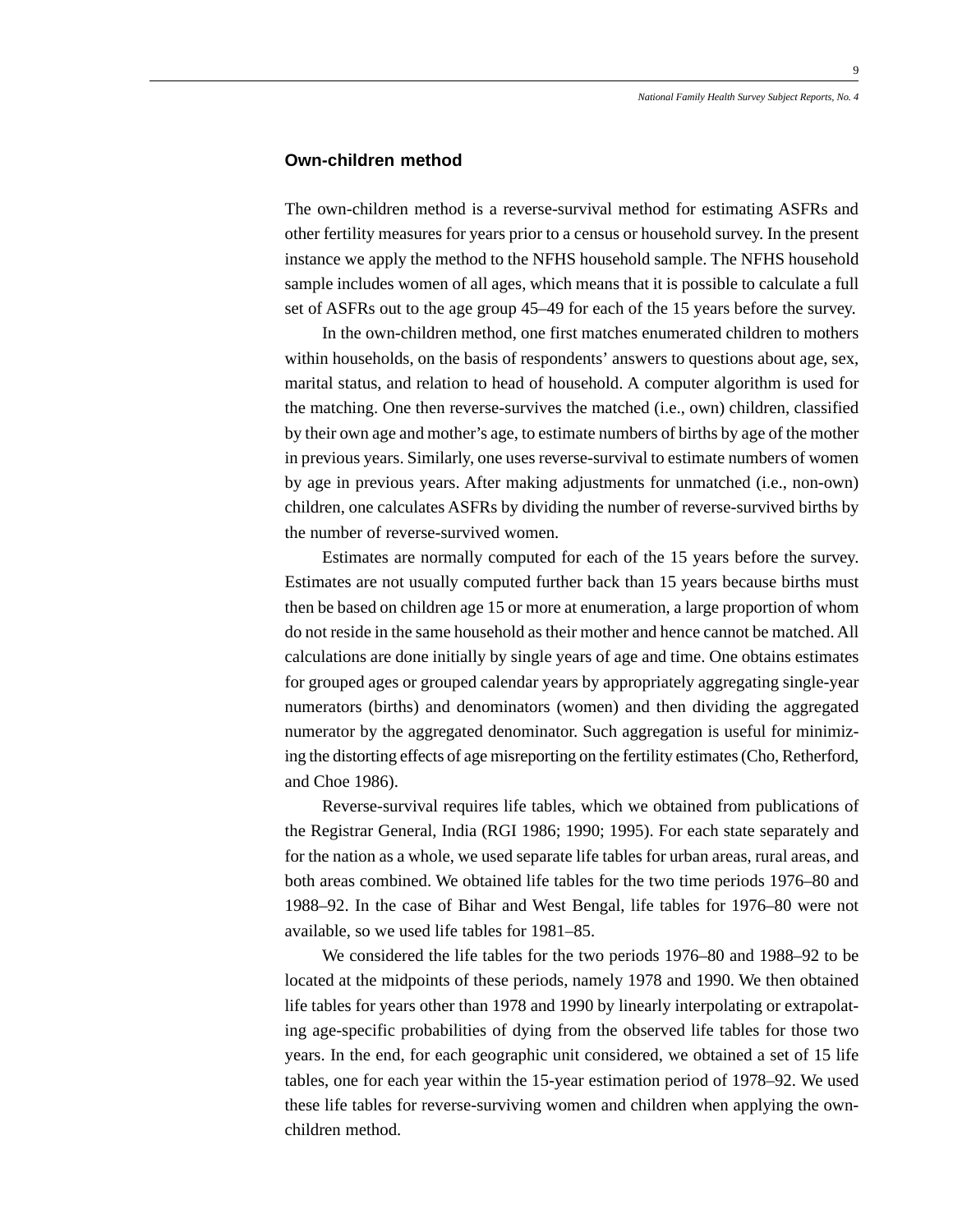## Own-children method

The own-children method is a reverse-survival method for estimating ASFRs and other fertility measures for years prior to a census or household survey. In the present instance we apply the method to the NFHS household sample. The NFHS household sample includes women of all ages, which means that it is possible to calculate a full set of ASFRs out to the age group 45–49 for each of the 15 years before the survey.

In the own-children method, one first matches enumerated children to mothers within households, on the basis of respondents' answers to questions about age, sex, marital status, and relation to head of household. A computer algorithm is used for the matching. One then reverse-survives the matched (i.e., own) children, classified by their own age and mother's age, to estimate numbers of births by age of the mother in previous years. Similarly, one uses reverse-survival to estimate numbers of women by age in previous years. After making adjustments for unmatched (i.e., non-own) children, one calculates ASFRs by dividing the number of reverse-survived births by the number of reverse-survived women.

Estimates are normally computed for each of the 15 years before the survey. Estimates are not usually computed further back than 15 years because births must then be based on children age 15 or more at enumeration, a large proportion of whom do not reside in the same household as their mother and hence cannot be matched. All calculations are done initially by single years of age and time. One obtains estimates for grouped ages or grouped calendar years by appropriately aggregating single-year numerators (births) and denominators (women) and then dividing the aggregated numerator by the aggregated denominator. Such aggregation is useful for minimizing the distorting effects of age misreporting on the fertility estimates (Cho, Retherford, and Choe 1986).

Reverse-survival requires life tables, which we obtained from publications of the Registrar General, India (RGI 1986; 1990; 1995). For each state separately and for the nation as a whole, we used separate life tables for urban areas, rural areas, and both areas combined. We obtained life tables for the two time periods 1976–80 and 1988–92. In the case of Bihar and West Bengal, life tables for 1976–80 were not available, so we used life tables for 1981–85.

We considered the life tables for the two periods 1976–80 and 1988–92 to be located at the midpoints of these periods, namely 1978 and 1990. We then obtained life tables for years other than 1978 and 1990 by linearly interpolating or extrapolating age-specific probabilities of dying from the observed life tables for those two years. In the end, for each geographic unit considered, we obtained a set of 15 life tables, one for each year within the 15-year estimation period of 1978–92. We used these life tables for reverse-surviving women and children when applying the own-children method.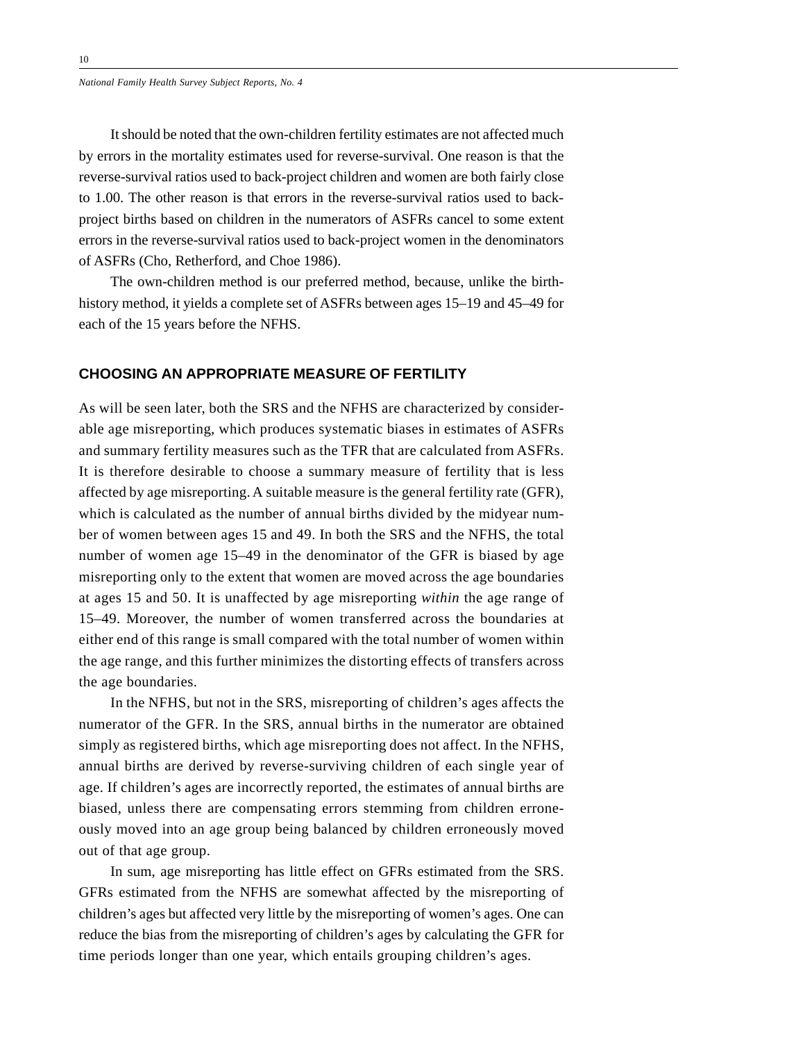It should be noted that the own-children fertility estimates are not affected much by errors in the mortality estimates used for reverse-survival. One reason is that the reverse-survival ratios used to back-project children and women are both fairly close to 1.00. The other reason is that errors in the reverse-survival ratios used to back-project births based on children in the numerators of ASFRs cancel to some extent errors in the reverse-survival ratios used to back-project women in the denominators of ASFRs (Cho, Retherford, and Choe 1986).

The own-children method is our preferred method, because, unlike the birth-history method, it yields a complete set of ASFRs between ages 15–19 and 45–49 for each of the 15 years before the NFHS.

## CHOOSING AN APPROPRIATE MEASURE OF FERTILITY

As will be seen later, both the SRS and the NFHS are characterized by considerable age misreporting, which produces systematic biases in estimates of ASFRs and summary fertility measures such as the TFR that are calculated from ASFRs. It is therefore desirable to choose a summary measure of fertility that is less affected by age misreporting. A suitable measure is the general fertility rate (GFR), which is calculated as the number of annual births divided by the midyear number of women between ages 15 and 49. In both the SRS and the NFHS, the total number of women age 15–49 in the denominator of the GFR is biased by age misreporting only to the extent that women are moved across the age boundaries at ages 15 and 50. It is unaffected by age misreporting *within* the age range of 15–49. Moreover, the number of women transferred across the boundaries at either end of this range is small compared with the total number of women within the age range, and this further minimizes the distorting effects of transfers across the age boundaries.

In the NFHS, but not in the SRS, misreporting of children's ages affects the numerator of the GFR. In the SRS, annual births in the numerator are obtained simply as registered births, which age misreporting does not affect. In the NFHS, annual births are derived by reverse-surviving children of each single year of age. If children's ages are incorrectly reported, the estimates of annual births are biased, unless there are compensating errors stemming from children erroneously moved into an age group being balanced by children erroneously moved out of that age group.

In sum, age misreporting has little effect on GFRs estimated from the SRS. GFRs estimated from the NFHS are somewhat affected by the misreporting of children's ages but affected very little by the misreporting of women's ages. One can reduce the bias from the misreporting of children's ages by calculating the GFR for time periods longer than one year, which entails grouping children's ages.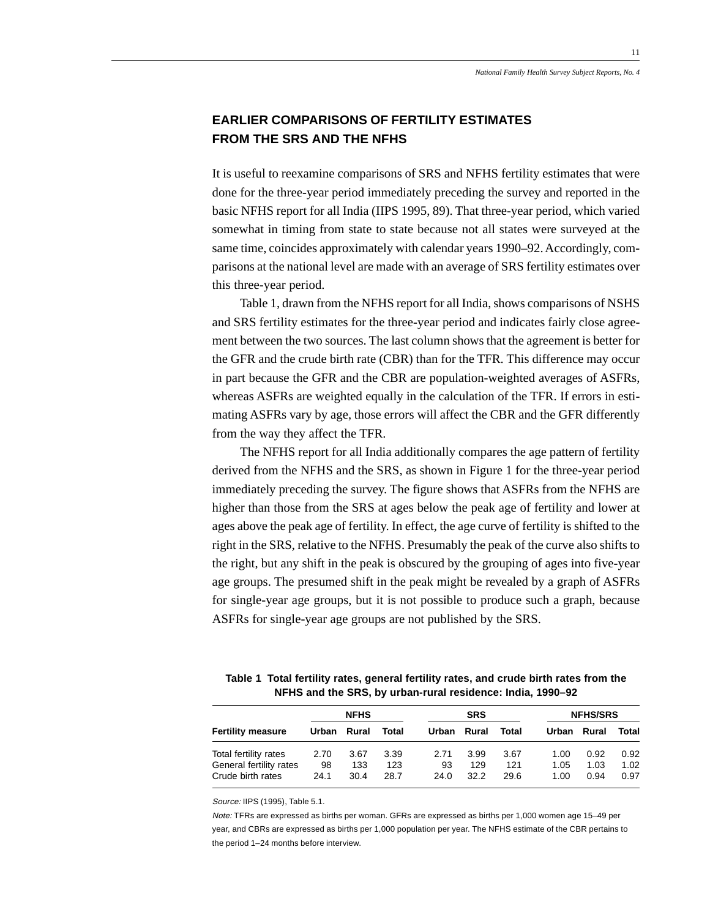## EARLIER COMPARISONS OF FERTILITY ESTIMATES FROM THE SRS AND THE NFHS

It is useful to reexamine comparisons of SRS and NFHS fertility estimates that were done for the three-year period immediately preceding the survey and reported in the basic NFHS report for all India (IIPS 1995, 89). That three-year period, which varied somewhat in timing from state to state because not all states were surveyed at the same time, coincides approximately with calendar years 1990–92. Accordingly, comparisons at the national level are made with an average of SRS fertility estimates over this three-year period.

Table 1, drawn from the NFHS report for all India, shows comparisons of NSHS and SRS fertility estimates for the three-year period and indicates fairly close agreement between the two sources. The last column shows that the agreement is better for the GFR and the crude birth rate (CBR) than for the TFR. This difference may occur in part because the GFR and the CBR are population-weighted averages of ASFRs, whereas ASFRs are weighted equally in the calculation of the TFR. If errors in estimating ASFRs vary by age, those errors will affect the CBR and the GFR differently from the way they affect the TFR.

The NFHS report for all India additionally compares the age pattern of fertility derived from the NFHS and the SRS, as shown in Figure 1 for the three-year period immediately preceding the survey. The figure shows that ASFRs from the NFHS are higher than those from the SRS at ages below the peak age of fertility and lower at ages above the peak age of fertility. In effect, the age curve of fertility is shifted to the right in the SRS, relative to the NFHS. Presumably the peak of the curve also shifts to the right, but any shift in the peak is obscured by the grouping of ages into five-year age groups. The presumed shift in the peak might be revealed by a graph of ASFRs for single-year age groups, but it is not possible to produce such a graph, because ASFRs for single-year age groups are not published by the SRS.

**Table 1 Total fertility rates, general fertility rates, and crude birth rates from the NFHS and the SRS, by urban-rural residence: India, 1990–92**

| Fertility measure | NFHS | | | SRS | | | NFHS/SRS | | |
|---|---|---|---|---|---|---|---|---|---|
| | Urban | Rural | Total | Urban | Rural | Total | Urban | Rural | Total |
| Total fertility rates | 2.70 | 3.67 | 3.39 | 2.71 | 3.99 | 3.67 | 1.00 | 0.92 | 0.92 |
| General fertility rates | 98 | 133 | 123 | 93 | 129 | 121 | 1.05 | 1.03 | 1.02 |
| Crude birth rates | 24.1 | 30.4 | 28.7 | 24.0 | 32.2 | 29.6 | 1.00 | 0.94 | 0.97 |

*Source:* IIPS (1995), Table 5.1.

*Note:* TFRs are expressed as births per woman. GFRs are expressed as births per 1,000 women age 15–49 per year, and CBRs are expressed as births per 1,000 population per year. The NFHS estimate of the CBR pertains to the period 1–24 months before interview.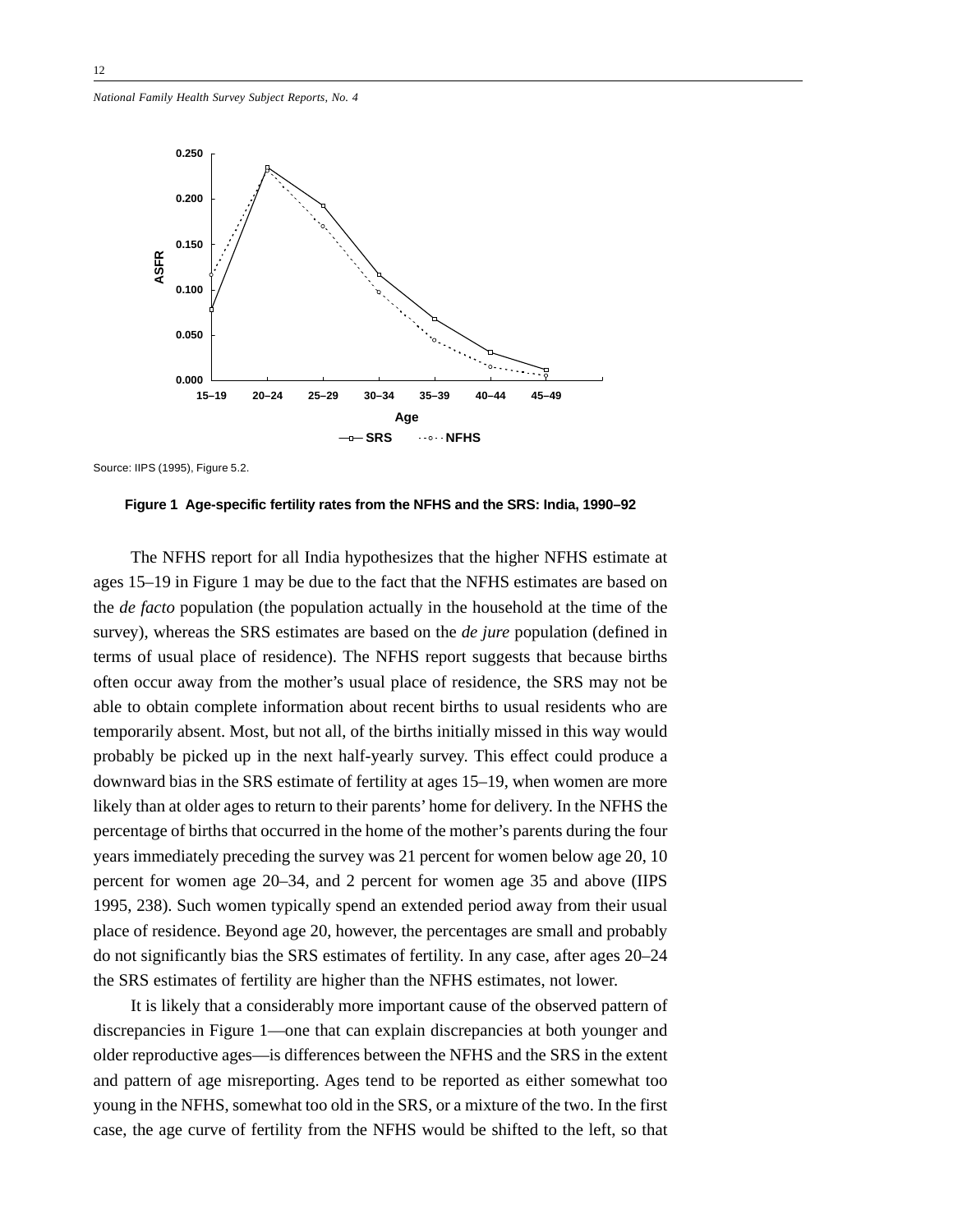Source: IIPS (1995), Figure 5.2.

**Figure 1 Age-specific fertility rates from the NFHS and the SRS: India, 1990–92**

The NFHS report for all India hypothesizes that the higher NFHS estimate at ages 15–19 in Figure 1 may be due to the fact that the NFHS estimates are based on the *de facto* population (the population actually in the household at the time of the survey), whereas the SRS estimates are based on the *de jure* population (defined in terms of usual place of residence). The NFHS report suggests that because births often occur away from the mother's usual place of residence, the SRS may not be able to obtain complete information about recent births to usual residents who are temporarily absent. Most, but not all, of the births initially missed in this way would probably be picked up in the next half-yearly survey. This effect could produce a downward bias in the SRS estimate of fertility at ages 15–19, when women are more likely than at older ages to return to their parents' home for delivery. In the NFHS the percentage of births that occurred in the home of the mother's parents during the four years immediately preceding the survey was 21 percent for women below age 20, 10 percent for women age 20–34, and 2 percent for women age 35 and above (IIPS 1995, 238). Such women typically spend an extended period away from their usual place of residence. Beyond age 20, however, the percentages are small and probably do not significantly bias the SRS estimates of fertility. In any case, after ages 20–24 the SRS estimates of fertility are higher than the NFHS estimates, not lower.

It is likely that a considerably more important cause of the observed pattern of discrepancies in Figure 1—one that can explain discrepancies at both younger and older reproductive ages—is differences between the NFHS and the SRS in the extent and pattern of age misreporting. Ages tend to be reported as either somewhat too young in the NFHS, somewhat too old in the SRS, or a mixture of the two. In the first case, the age curve of fertility from the NFHS would be shifted to the left, so that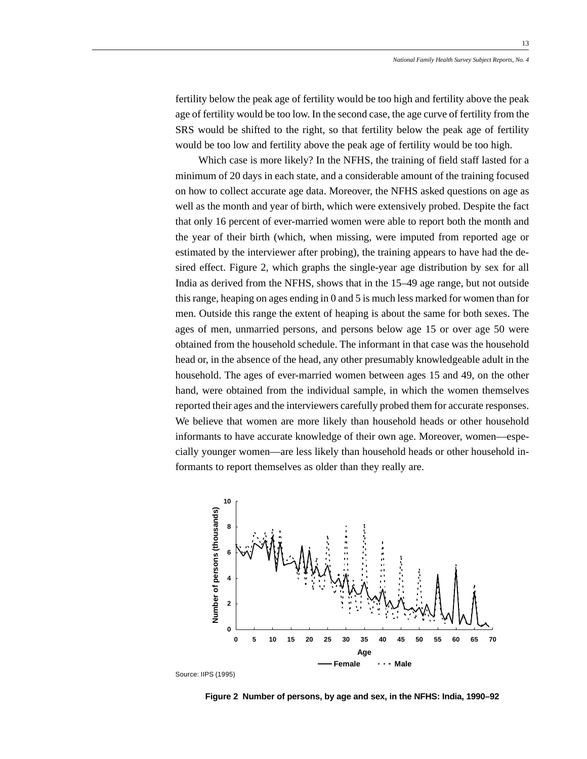fertility below the peak age of fertility would be too high and fertility above the peak age of fertility would be too low. In the second case, the age curve of fertility from the SRS would be shifted to the right, so that fertility below the peak age of fertility would be too low and fertility above the peak age of fertility would be too high.

Which case is more likely? In the NFHS, the training of field staff lasted for a minimum of 20 days in each state, and a considerable amount of the training focused on how to collect accurate age data. Moreover, the NFHS asked questions on age as well as the month and year of birth, which were extensively probed. Despite the fact that only 16 percent of ever-married women were able to report both the month and the year of their birth (which, when missing, were imputed from reported age or estimated by the interviewer after probing), the training appears to have had the desired effect. Figure 2, which graphs the single-year age distribution by sex for all India as derived from the NFHS, shows that in the 15–49 age range, but not outside this range, heaping on ages ending in 0 and 5 is much less marked for women than for men. Outside this range the extent of heaping is about the same for both sexes. The ages of men, unmarried persons, and persons below age 15 or over age 50 were obtained from the household schedule. The informant in that case was the household head or, in the absence of the head, any other presumably knowledgeable adult in the household. The ages of ever-married women between ages 15 and 49, on the other hand, were obtained from the individual sample, in which the women themselves reported their ages and the interviewers carefully probed them for accurate responses. We believe that women are more likely than household heads or other household informants to have accurate knowledge of their own age. Moreover, women—especially younger women—are less likely than household heads or other household informants to report themselves as older than they really are.

Source: IIPS (1995)

**Figure 2 Number of persons, by age and sex, in the NFHS: India, 1990–92**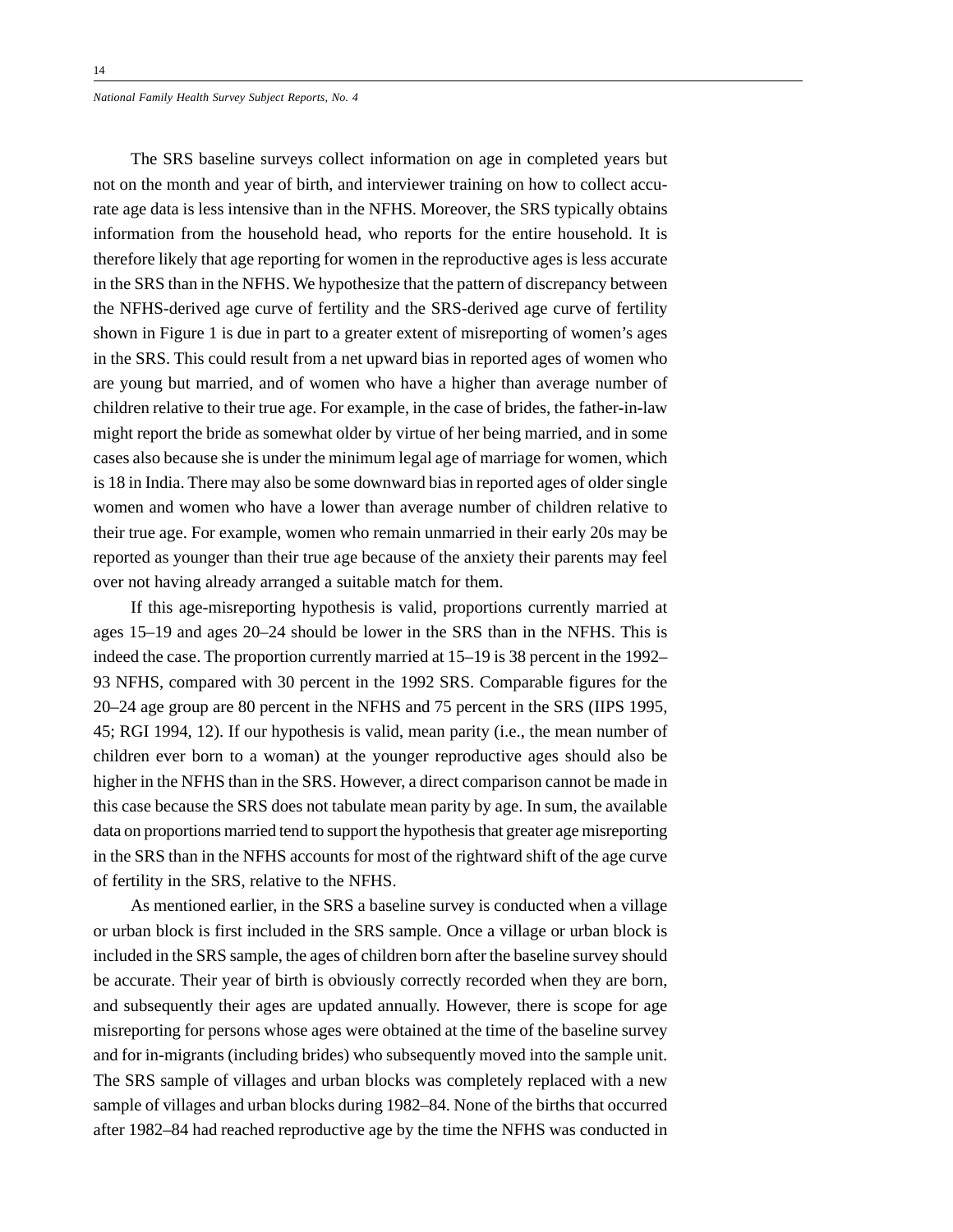The SRS baseline surveys collect information on age in completed years but not on the month and year of birth, and interviewer training on how to collect accurate age data is less intensive than in the NFHS. Moreover, the SRS typically obtains information from the household head, who reports for the entire household. It is therefore likely that age reporting for women in the reproductive ages is less accurate in the SRS than in the NFHS. We hypothesize that the pattern of discrepancy between the NFHS-derived age curve of fertility and the SRS-derived age curve of fertility shown in Figure 1 is due in part to a greater extent of misreporting of women's ages in the SRS. This could result from a net upward bias in reported ages of women who are young but married, and of women who have a higher than average number of children relative to their true age. For example, in the case of brides, the father-in-law might report the bride as somewhat older by virtue of her being married, and in some cases also because she is under the minimum legal age of marriage for women, which is 18 in India. There may also be some downward bias in reported ages of older single women and women who have a lower than average number of children relative to their true age. For example, women who remain unmarried in their early 20s may be reported as younger than their true age because of the anxiety their parents may feel over not having already arranged a suitable match for them.

If this age-misreporting hypothesis is valid, proportions currently married at ages 15–19 and ages 20–24 should be lower in the SRS than in the NFHS. This is indeed the case. The proportion currently married at 15–19 is 38 percent in the 1992–93 NFHS, compared with 30 percent in the 1992 SRS. Comparable figures for the 20–24 age group are 80 percent in the NFHS and 75 percent in the SRS (IIPS 1995, 45; RGI 1994, 12). If our hypothesis is valid, mean parity (i.e., the mean number of children ever born to a woman) at the younger reproductive ages should also be higher in the NFHS than in the SRS. However, a direct comparison cannot be made in this case because the SRS does not tabulate mean parity by age. In sum, the available data on proportions married tend to support the hypothesis that greater age misreporting in the SRS than in the NFHS accounts for most of the rightward shift of the age curve of fertility in the SRS, relative to the NFHS.

As mentioned earlier, in the SRS a baseline survey is conducted when a village or urban block is first included in the SRS sample. Once a village or urban block is included in the SRS sample, the ages of children born after the baseline survey should be accurate. Their year of birth is obviously correctly recorded when they are born, and subsequently their ages are updated annually. However, there is scope for age misreporting for persons whose ages were obtained at the time of the baseline survey and for in-migrants (including brides) who subsequently moved into the sample unit. The SRS sample of villages and urban blocks was completely replaced with a new sample of villages and urban blocks during 1982–84. None of the births that occurred after 1982–84 had reached reproductive age by the time the NFHS was conducted in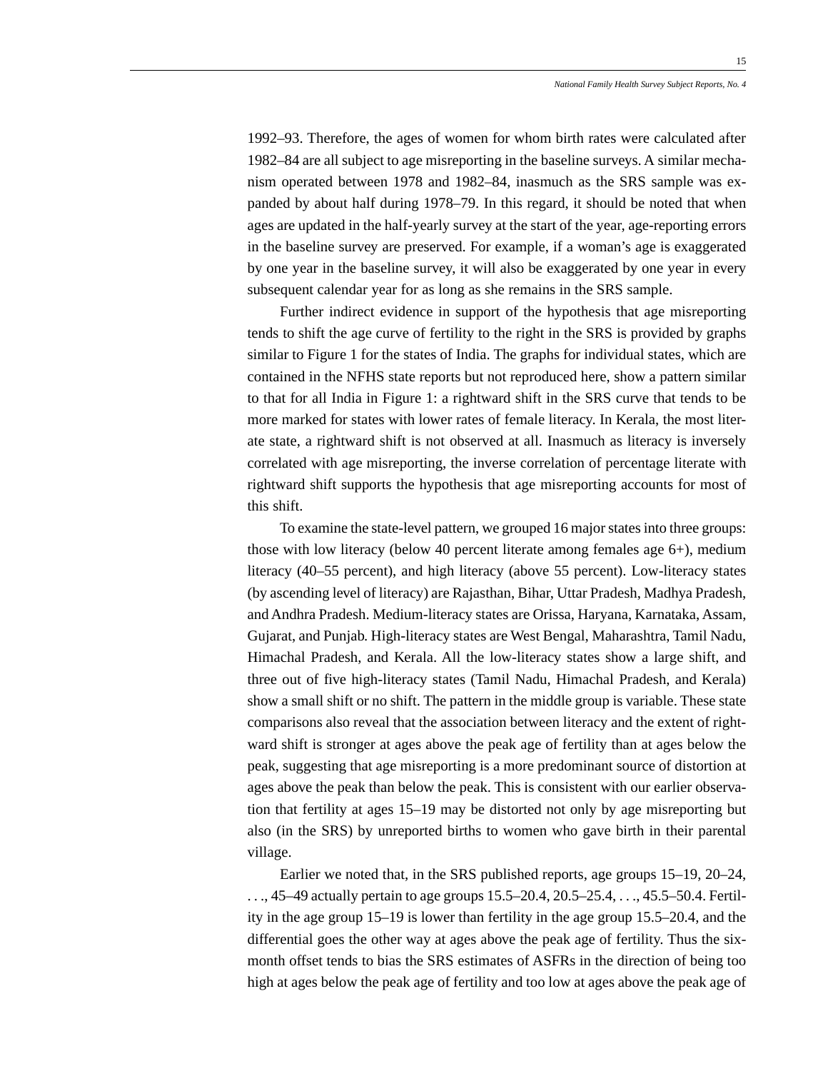1992–93. Therefore, the ages of women for whom birth rates were calculated after 1982–84 are all subject to age misreporting in the baseline surveys. A similar mechanism operated between 1978 and 1982–84, inasmuch as the SRS sample was expanded by about half during 1978–79. In this regard, it should be noted that when ages are updated in the half-yearly survey at the start of the year, age-reporting errors in the baseline survey are preserved. For example, if a woman's age is exaggerated by one year in the baseline survey, it will also be exaggerated by one year in every subsequent calendar year for as long as she remains in the SRS sample.

Further indirect evidence in support of the hypothesis that age misreporting tends to shift the age curve of fertility to the right in the SRS is provided by graphs similar to Figure 1 for the states of India. The graphs for individual states, which are contained in the NFHS state reports but not reproduced here, show a pattern similar to that for all India in Figure 1: a rightward shift in the SRS curve that tends to be more marked for states with lower rates of female literacy. In Kerala, the most literate state, a rightward shift is not observed at all. Inasmuch as literacy is inversely correlated with age misreporting, the inverse correlation of percentage literate with rightward shift supports the hypothesis that age misreporting accounts for most of this shift.

To examine the state-level pattern, we grouped 16 major states into three groups: those with low literacy (below 40 percent literate among females age 6+), medium literacy (40–55 percent), and high literacy (above 55 percent). Low-literacy states (by ascending level of literacy) are Rajasthan, Bihar, Uttar Pradesh, Madhya Pradesh, and Andhra Pradesh. Medium-literacy states are Orissa, Haryana, Karnataka, Assam, Gujarat, and Punjab. High-literacy states are West Bengal, Maharashtra, Tamil Nadu, Himachal Pradesh, and Kerala. All the low-literacy states show a large shift, and three out of five high-literacy states (Tamil Nadu, Himachal Pradesh, and Kerala) show a small shift or no shift. The pattern in the middle group is variable. These state comparisons also reveal that the association between literacy and the extent of rightward shift is stronger at ages above the peak age of fertility than at ages below the peak, suggesting that age misreporting is a more predominant source of distortion at ages above the peak than below the peak. This is consistent with our earlier observation that fertility at ages 15–19 may be distorted not only by age misreporting but also (in the SRS) by unreported births to women who gave birth in their parental village.

Earlier we noted that, in the SRS published reports, age groups 15–19, 20–24, . . ., 45–49 actually pertain to age groups 15.5–20.4, 20.5–25.4, . . ., 45.5–50.4. Fertility in the age group 15–19 is lower than fertility in the age group 15.5–20.4, and the differential goes the other way at ages above the peak age of fertility. Thus the six-month offset tends to bias the SRS estimates of ASFRs in the direction of being too high at ages below the peak age of fertility and too low at ages above the peak age of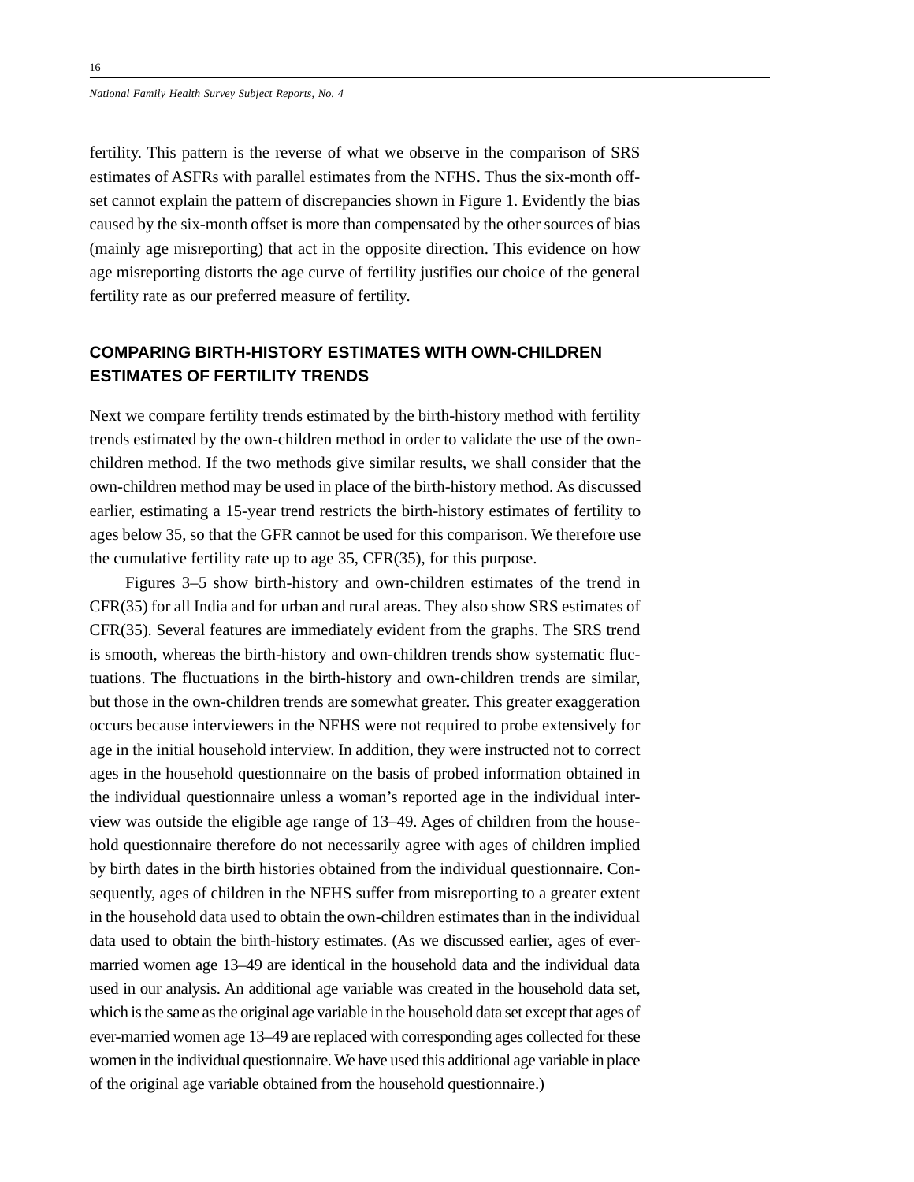fertility. This pattern is the reverse of what we observe in the comparison of SRS estimates of ASFRs with parallel estimates from the NFHS. Thus the six-month offset cannot explain the pattern of discrepancies shown in Figure 1. Evidently the bias caused by the six-month offset is more than compensated by the other sources of bias (mainly age misreporting) that act in the opposite direction. This evidence on how age misreporting distorts the age curve of fertility justifies our choice of the general fertility rate as our preferred measure of fertility.

## COMPARING BIRTH-HISTORY ESTIMATES WITH OWN-CHILDREN ESTIMATES OF FERTILITY TRENDS

Next we compare fertility trends estimated by the birth-history method with fertility trends estimated by the own-children method in order to validate the use of the own-children method. If the two methods give similar results, we shall consider that the own-children method may be used in place of the birth-history method. As discussed earlier, estimating a 15-year trend restricts the birth-history estimates of fertility to ages below 35, so that the GFR cannot be used for this comparison. We therefore use the cumulative fertility rate up to age 35, CFR(35), for this purpose.

Figures 3–5 show birth-history and own-children estimates of the trend in CFR(35) for all India and for urban and rural areas. They also show SRS estimates of CFR(35). Several features are immediately evident from the graphs. The SRS trend is smooth, whereas the birth-history and own-children trends show systematic fluctuations. The fluctuations in the birth-history and own-children trends are similar, but those in the own-children trends are somewhat greater. This greater exaggeration occurs because interviewers in the NFHS were not required to probe extensively for age in the initial household interview. In addition, they were instructed not to correct ages in the household questionnaire on the basis of probed information obtained in the individual questionnaire unless a woman's reported age in the individual interview was outside the eligible age range of 13–49. Ages of children from the household questionnaire therefore do not necessarily agree with ages of children implied by birth dates in the birth histories obtained from the individual questionnaire. Consequently, ages of children in the NFHS suffer from misreporting to a greater extent in the household data used to obtain the own-children estimates than in the individual data used to obtain the birth-history estimates. (As we discussed earlier, ages of ever-married women age 13–49 are identical in the household data and the individual data used in our analysis. An additional age variable was created in the household data set, which is the same as the original age variable in the household data set except that ages of ever-married women age 13–49 are replaced with corresponding ages collected for these women in the individual questionnaire. We have used this additional age variable in place of the original age variable obtained from the household questionnaire.)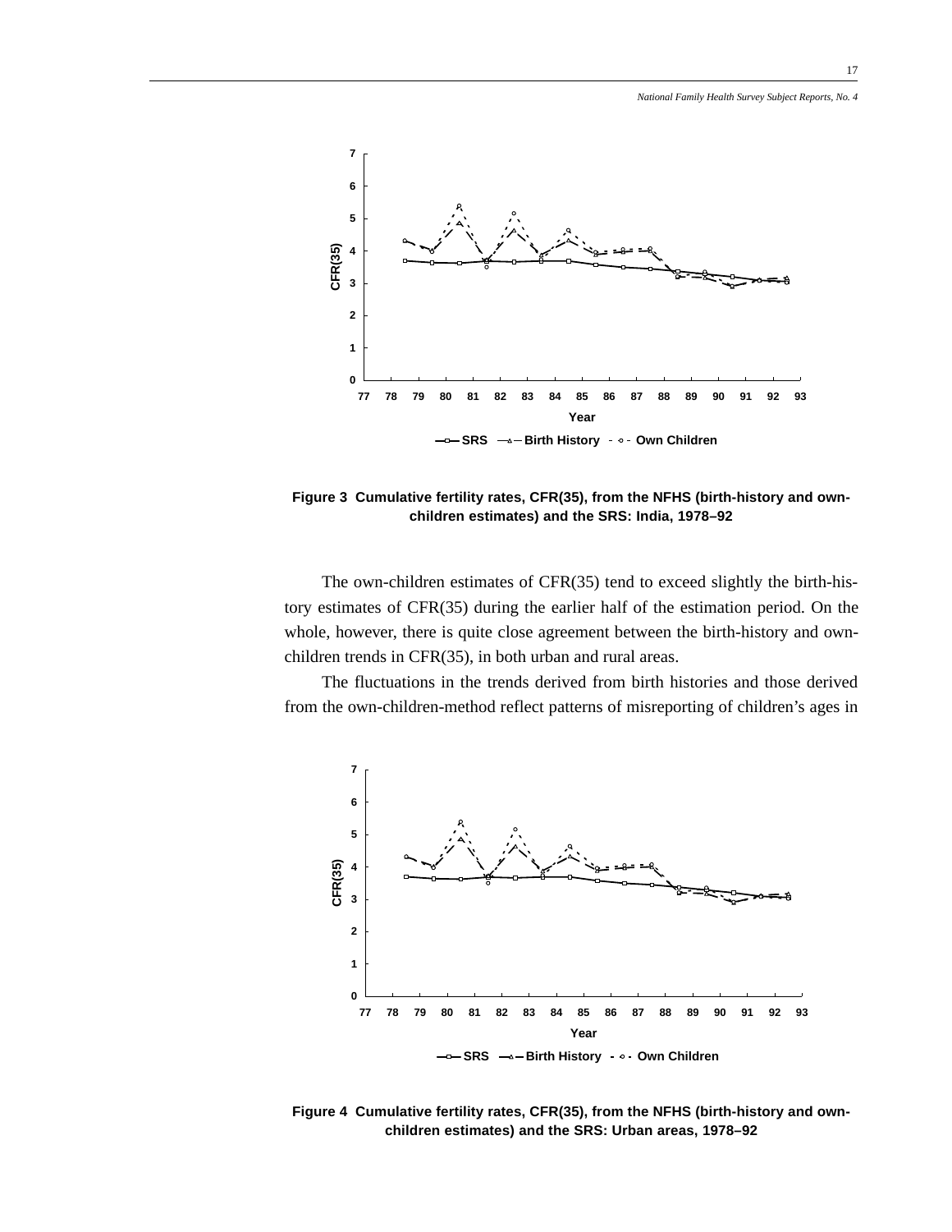Figure 3  Cumulative fertility rates, CFR(35), from the NFHS (birth-history and own-children estimates) and the SRS: India, 1978–92

The own-children estimates of CFR(35) tend to exceed slightly the birth-history estimates of CFR(35) during the earlier half of the estimation period. On the whole, however, there is quite close agreement between the birth-history and own-children trends in CFR(35), in both urban and rural areas.

The fluctuations in the trends derived from birth histories and those derived from the own-children-method reflect patterns of misreporting of children's ages in

Figure 4  Cumulative fertility rates, CFR(35), from the NFHS (birth-history and own-children estimates) and the SRS: Urban areas, 1978–92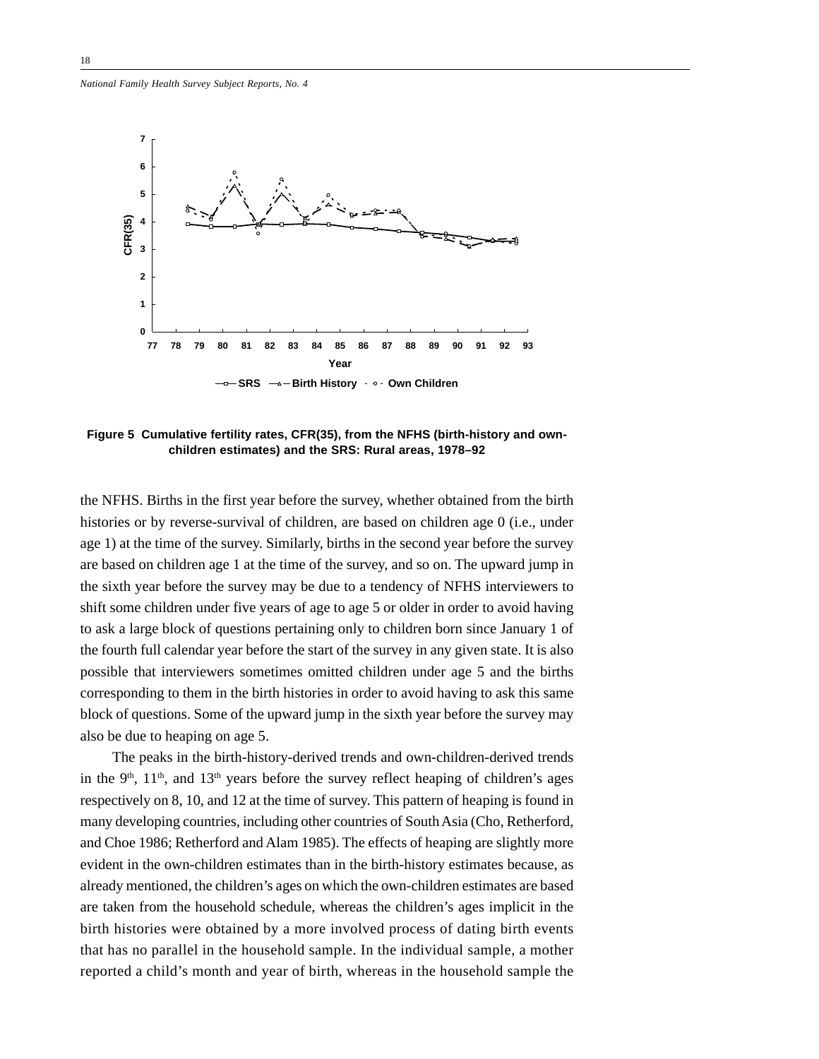**Figure 5 Cumulative fertility rates, CFR(35), from the NFHS (birth-history and own-children estimates) and the SRS: Rural areas, 1978–92**

the NFHS. Births in the first year before the survey, whether obtained from the birth histories or by reverse-survival of children, are based on children age 0 (i.e., under age 1) at the time of the survey. Similarly, births in the second year before the survey are based on children age 1 at the time of the survey, and so on. The upward jump in the sixth year before the survey may be due to a tendency of NFHS interviewers to shift some children under five years of age to age 5 or older in order to avoid having to ask a large block of questions pertaining only to children born since January 1 of the fourth full calendar year before the start of the survey in any given state. It is also possible that interviewers sometimes omitted children under age 5 and the births corresponding to them in the birth histories in order to avoid having to ask this same block of questions. Some of the upward jump in the sixth year before the survey may also be due to heaping on age 5.

The peaks in the birth-history-derived trends and own-children-derived trends in the 9th, 11th, and 13th years before the survey reflect heaping of children's ages respectively on 8, 10, and 12 at the time of survey. This pattern of heaping is found in many developing countries, including other countries of South Asia (Cho, Retherford, and Choe 1986; Retherford and Alam 1985). The effects of heaping are slightly more evident in the own-children estimates than in the birth-history estimates because, as already mentioned, the children's ages on which the own-children estimates are based are taken from the household schedule, whereas the children's ages implicit in the birth histories were obtained by a more involved process of dating birth events that has no parallel in the household sample. In the individual sample, a mother reported a child's month and year of birth, whereas in the household sample the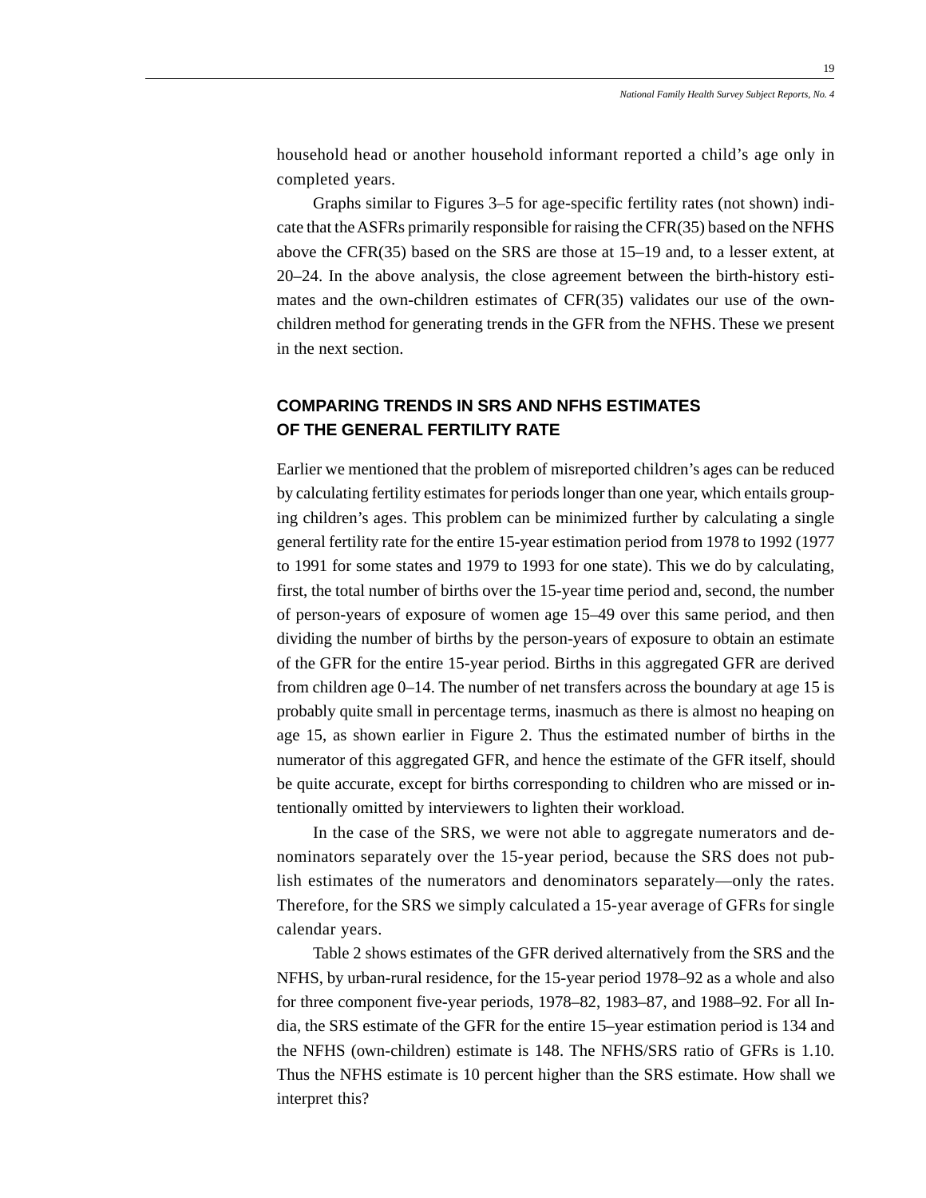household head or another household informant reported a child's age only in completed years.

Graphs similar to Figures 3–5 for age-specific fertility rates (not shown) indicate that the ASFRs primarily responsible for raising the CFR(35) based on the NFHS above the CFR(35) based on the SRS are those at 15–19 and, to a lesser extent, at 20–24. In the above analysis, the close agreement between the birth-history estimates and the own-children estimates of CFR(35) validates our use of the own-children method for generating trends in the GFR from the NFHS. These we present in the next section.

## COMPARING TRENDS IN SRS AND NFHS ESTIMATES OF THE GENERAL FERTILITY RATE

Earlier we mentioned that the problem of misreported children's ages can be reduced by calculating fertility estimates for periods longer than one year, which entails grouping children's ages. This problem can be minimized further by calculating a single general fertility rate for the entire 15-year estimation period from 1978 to 1992 (1977 to 1991 for some states and 1979 to 1993 for one state). This we do by calculating, first, the total number of births over the 15-year time period and, second, the number of person-years of exposure of women age 15–49 over this same period, and then dividing the number of births by the person-years of exposure to obtain an estimate of the GFR for the entire 15-year period. Births in this aggregated GFR are derived from children age 0–14. The number of net transfers across the boundary at age 15 is probably quite small in percentage terms, inasmuch as there is almost no heaping on age 15, as shown earlier in Figure 2. Thus the estimated number of births in the numerator of this aggregated GFR, and hence the estimate of the GFR itself, should be quite accurate, except for births corresponding to children who are missed or intentionally omitted by interviewers to lighten their workload.

In the case of the SRS, we were not able to aggregate numerators and denominators separately over the 15-year period, because the SRS does not publish estimates of the numerators and denominators separately—only the rates. Therefore, for the SRS we simply calculated a 15-year average of GFRs for single calendar years.

Table 2 shows estimates of the GFR derived alternatively from the SRS and the NFHS, by urban-rural residence, for the 15-year period 1978–92 as a whole and also for three component five-year periods, 1978–82, 1983–87, and 1988–92. For all India, the SRS estimate of the GFR for the entire 15–year estimation period is 134 and the NFHS (own-children) estimate is 148. The NFHS/SRS ratio of GFRs is 1.10. Thus the NFHS estimate is 10 percent higher than the SRS estimate. How shall we interpret this?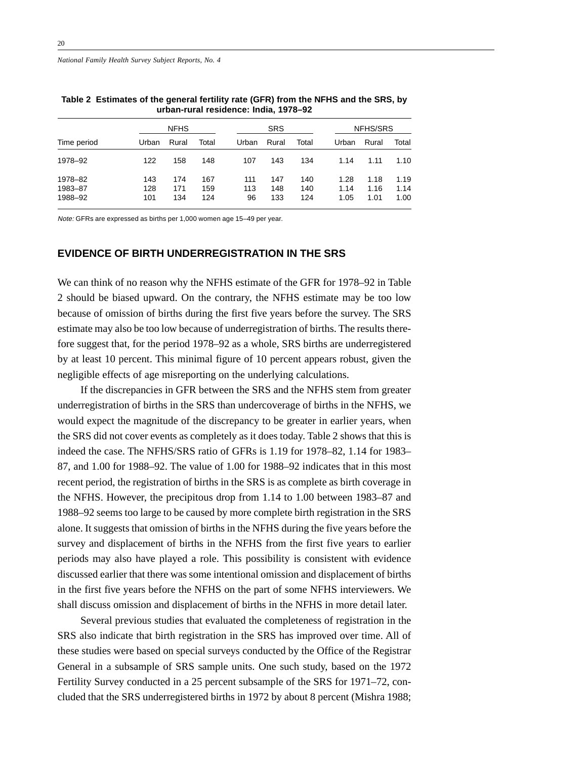**Table 2 Estimates of the general fertility rate (GFR) from the NFHS and the SRS, by urban-rural residence: India, 1978–92**

| Time period | NFHS | | | SRS | | | NFHS/SRS | | |
|---|---|---|---|---|---|---|---|---|---|
| | Urban | Rural | Total | Urban | Rural | Total | Urban | Rural | Total |
| 1978–92 | 122 | 158 | 148 | 107 | 143 | 134 | 1.14 | 1.11 | 1.10 |
| 1978–82 | 143 | 174 | 167 | 111 | 147 | 140 | 1.28 | 1.18 | 1.19 |
| 1983–87 | 128 | 171 | 159 | 113 | 148 | 140 | 1.14 | 1.16 | 1.14 |
| 1988–92 | 101 | 134 | 124 | 96 | 133 | 124 | 1.05 | 1.01 | 1.00 |

*Note:* GFRs are expressed as births per 1,000 women age 15–49 per year.

## EVIDENCE OF BIRTH UNDERREGISTRATION IN THE SRS

We can think of no reason why the NFHS estimate of the GFR for 1978–92 in Table 2 should be biased upward. On the contrary, the NFHS estimate may be too low because of omission of births during the first five years before the survey. The SRS estimate may also be too low because of underregistration of births. The results therefore suggest that, for the period 1978–92 as a whole, SRS births are underregistered by at least 10 percent. This minimal figure of 10 percent appears robust, given the negligible effects of age misreporting on the underlying calculations.

If the discrepancies in GFR between the SRS and the NFHS stem from greater underregistration of births in the SRS than undercoverage of births in the NFHS, we would expect the magnitude of the discrepancy to be greater in earlier years, when the SRS did not cover events as completely as it does today. Table 2 shows that this is indeed the case. The NFHS/SRS ratio of GFRs is 1.19 for 1978–82, 1.14 for 1983–87, and 1.00 for 1988–92. The value of 1.00 for 1988–92 indicates that in this most recent period, the registration of births in the SRS is as complete as birth coverage in the NFHS. However, the precipitous drop from 1.14 to 1.00 between 1983–87 and 1988–92 seems too large to be caused by more complete birth registration in the SRS alone. It suggests that omission of births in the NFHS during the five years before the survey and displacement of births in the NFHS from the first five years to earlier periods may also have played a role. This possibility is consistent with evidence discussed earlier that there was some intentional omission and displacement of births in the first five years before the NFHS on the part of some NFHS interviewers. We shall discuss omission and displacement of births in the NFHS in more detail later.

Several previous studies that evaluated the completeness of registration in the SRS also indicate that birth registration in the SRS has improved over time. All of these studies were based on special surveys conducted by the Office of the Registrar General in a subsample of SRS sample units. One such study, based on the 1972 Fertility Survey conducted in a 25 percent subsample of the SRS for 1971–72, concluded that the SRS underregistered births in 1972 by about 8 percent (Mishra 1988;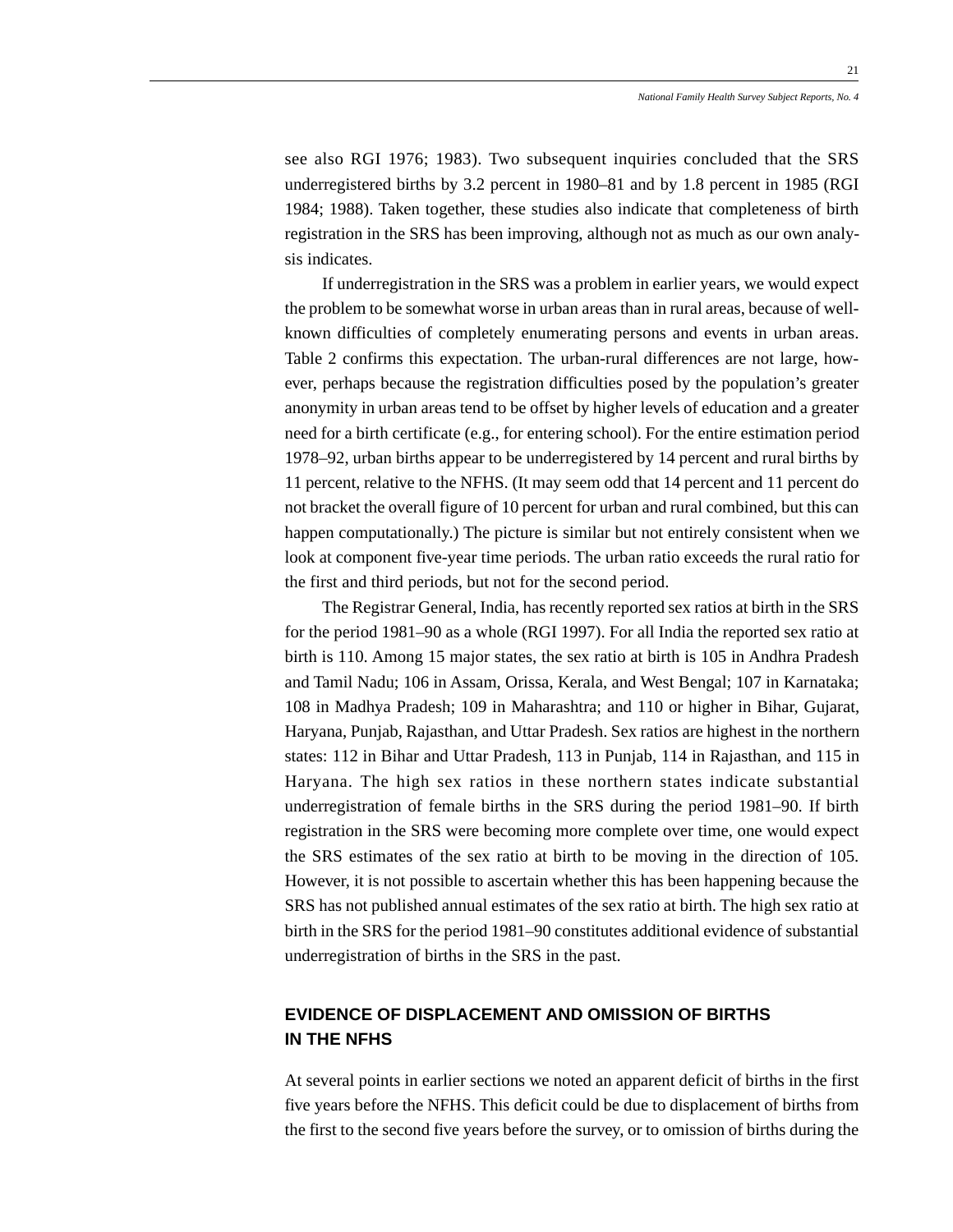see also RGI 1976; 1983). Two subsequent inquiries concluded that the SRS underregistered births by 3.2 percent in 1980–81 and by 1.8 percent in 1985 (RGI 1984; 1988). Taken together, these studies also indicate that completeness of birth registration in the SRS has been improving, although not as much as our own analysis indicates.

If underregistration in the SRS was a problem in earlier years, we would expect the problem to be somewhat worse in urban areas than in rural areas, because of well-known difficulties of completely enumerating persons and events in urban areas. Table 2 confirms this expectation. The urban-rural differences are not large, however, perhaps because the registration difficulties posed by the population's greater anonymity in urban areas tend to be offset by higher levels of education and a greater need for a birth certificate (e.g., for entering school). For the entire estimation period 1978–92, urban births appear to be underregistered by 14 percent and rural births by 11 percent, relative to the NFHS. (It may seem odd that 14 percent and 11 percent do not bracket the overall figure of 10 percent for urban and rural combined, but this can happen computationally.) The picture is similar but not entirely consistent when we look at component five-year time periods. The urban ratio exceeds the rural ratio for the first and third periods, but not for the second period.

The Registrar General, India, has recently reported sex ratios at birth in the SRS for the period 1981–90 as a whole (RGI 1997). For all India the reported sex ratio at birth is 110. Among 15 major states, the sex ratio at birth is 105 in Andhra Pradesh and Tamil Nadu; 106 in Assam, Orissa, Kerala, and West Bengal; 107 in Karnataka; 108 in Madhya Pradesh; 109 in Maharashtra; and 110 or higher in Bihar, Gujarat, Haryana, Punjab, Rajasthan, and Uttar Pradesh. Sex ratios are highest in the northern states: 112 in Bihar and Uttar Pradesh, 113 in Punjab, 114 in Rajasthan, and 115 in Haryana. The high sex ratios in these northern states indicate substantial underregistration of female births in the SRS during the period 1981–90. If birth registration in the SRS were becoming more complete over time, one would expect the SRS estimates of the sex ratio at birth to be moving in the direction of 105. However, it is not possible to ascertain whether this has been happening because the SRS has not published annual estimates of the sex ratio at birth. The high sex ratio at birth in the SRS for the period 1981–90 constitutes additional evidence of substantial underregistration of births in the SRS in the past.

## EVIDENCE OF DISPLACEMENT AND OMISSION OF BIRTHS IN THE NFHS

At several points in earlier sections we noted an apparent deficit of births in the first five years before the NFHS. This deficit could be due to displacement of births from the first to the second five years before the survey, or to omission of births during the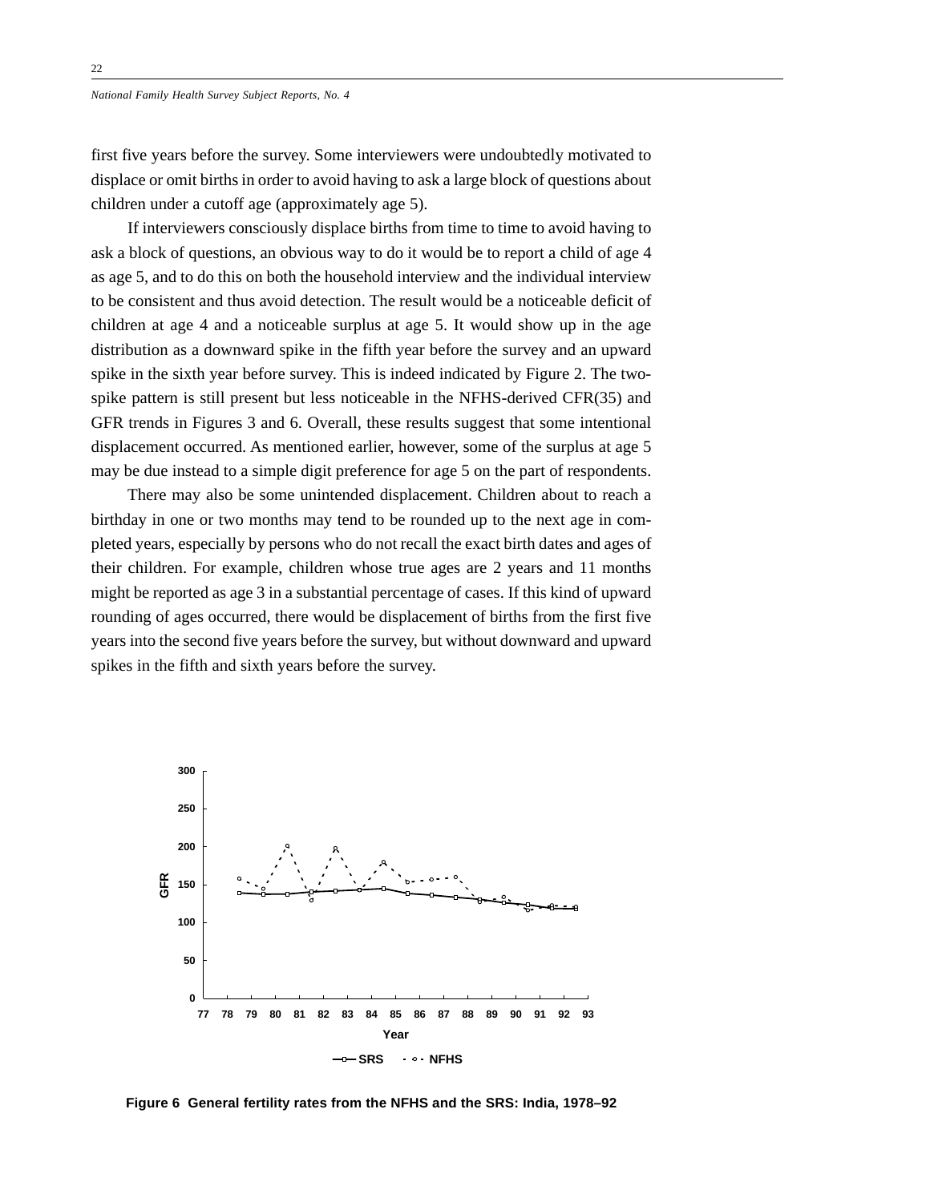first five years before the survey. Some interviewers were undoubtedly motivated to displace or omit births in order to avoid having to ask a large block of questions about children under a cutoff age (approximately age 5).

If interviewers consciously displace births from time to time to avoid having to ask a block of questions, an obvious way to do it would be to report a child of age 4 as age 5, and to do this on both the household interview and the individual interview to be consistent and thus avoid detection. The result would be a noticeable deficit of children at age 4 and a noticeable surplus at age 5. It would show up in the age distribution as a downward spike in the fifth year before the survey and an upward spike in the sixth year before survey. This is indeed indicated by Figure 2. The two-spike pattern is still present but less noticeable in the NFHS-derived CFR(35) and GFR trends in Figures 3 and 6. Overall, these results suggest that some intentional displacement occurred. As mentioned earlier, however, some of the surplus at age 5 may be due instead to a simple digit preference for age 5 on the part of respondents.

There may also be some unintended displacement. Children about to reach a birthday in one or two months may tend to be rounded up to the next age in completed years, especially by persons who do not recall the exact birth dates and ages of their children. For example, children whose true ages are 2 years and 11 months might be reported as age 3 in a substantial percentage of cases. If this kind of upward rounding of ages occurred, there would be displacement of births from the first five years into the second five years before the survey, but without downward and upward spikes in the fifth and sixth years before the survey.

**Figure 6 General fertility rates from the NFHS and the SRS: India, 1978–92**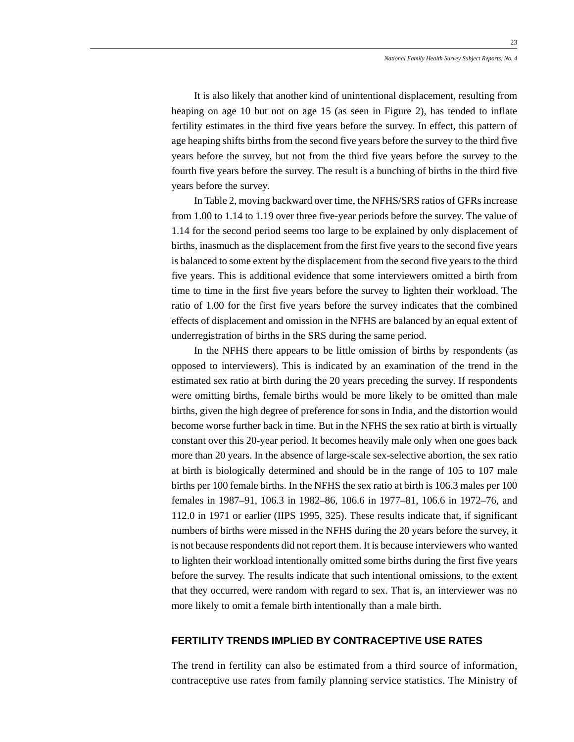It is also likely that another kind of unintentional displacement, resulting from heaping on age 10 but not on age 15 (as seen in Figure 2), has tended to inflate fertility estimates in the third five years before the survey. In effect, this pattern of age heaping shifts births from the second five years before the survey to the third five years before the survey, but not from the third five years before the survey to the fourth five years before the survey. The result is a bunching of births in the third five years before the survey.

In Table 2, moving backward over time, the NFHS/SRS ratios of GFRs increase from 1.00 to 1.14 to 1.19 over three five-year periods before the survey. The value of 1.14 for the second period seems too large to be explained by only displacement of births, inasmuch as the displacement from the first five years to the second five years is balanced to some extent by the displacement from the second five years to the third five years. This is additional evidence that some interviewers omitted a birth from time to time in the first five years before the survey to lighten their workload. The ratio of 1.00 for the first five years before the survey indicates that the combined effects of displacement and omission in the NFHS are balanced by an equal extent of underregistration of births in the SRS during the same period.

In the NFHS there appears to be little omission of births by respondents (as opposed to interviewers). This is indicated by an examination of the trend in the estimated sex ratio at birth during the 20 years preceding the survey. If respondents were omitting births, female births would be more likely to be omitted than male births, given the high degree of preference for sons in India, and the distortion would become worse further back in time. But in the NFHS the sex ratio at birth is virtually constant over this 20-year period. It becomes heavily male only when one goes back more than 20 years. In the absence of large-scale sex-selective abortion, the sex ratio at birth is biologically determined and should be in the range of 105 to 107 male births per 100 female births. In the NFHS the sex ratio at birth is 106.3 males per 100 females in 1987–91, 106.3 in 1982–86, 106.6 in 1977–81, 106.6 in 1972–76, and 112.0 in 1971 or earlier (IIPS 1995, 325). These results indicate that, if significant numbers of births were missed in the NFHS during the 20 years before the survey, it is not because respondents did not report them. It is because interviewers who wanted to lighten their workload intentionally omitted some births during the first five years before the survey. The results indicate that such intentional omissions, to the extent that they occurred, were random with regard to sex. That is, an interviewer was no more likely to omit a female birth intentionally than a male birth.

## FERTILITY TRENDS IMPLIED BY CONTRACEPTIVE USE RATES

The trend in fertility can also be estimated from a third source of information, contraceptive use rates from family planning service statistics. The Ministry of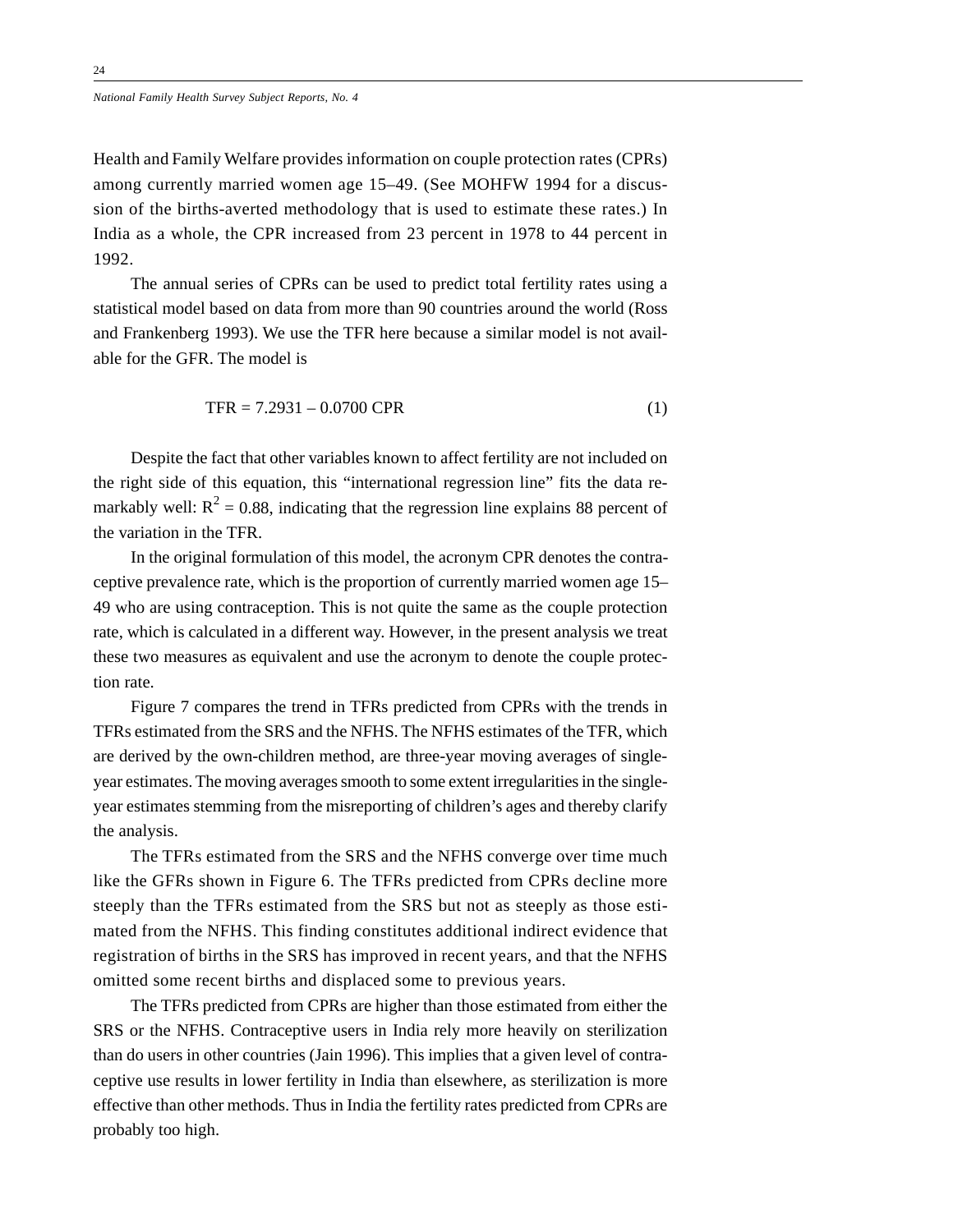Health and Family Welfare provides information on couple protection rates (CPRs) among currently married women age 15–49. (See MOHFW 1994 for a discussion of the births-averted methodology that is used to estimate these rates.) In India as a whole, the CPR increased from 23 percent in 1978 to 44 percent in 1992.

The annual series of CPRs can be used to predict total fertility rates using a statistical model based on data from more than 90 countries around the world (Ross and Frankenberg 1993). We use the TFR here because a similar model is not available for the GFR. The model is

$$\text{TFR} = 7.2931 - 0.0700\ \text{CPR} \tag{1}$$

Despite the fact that other variables known to affect fertility are not included on the right side of this equation, this "international regression line" fits the data remarkably well: $R^2 = 0.88$, indicating that the regression line explains 88 percent of the variation in the TFR.

In the original formulation of this model, the acronym CPR denotes the contraceptive prevalence rate, which is the proportion of currently married women age 15–49 who are using contraception. This is not quite the same as the couple protection rate, which is calculated in a different way. However, in the present analysis we treat these two measures as equivalent and use the acronym to denote the couple protection rate.

Figure 7 compares the trend in TFRs predicted from CPRs with the trends in TFRs estimated from the SRS and the NFHS. The NFHS estimates of the TFR, which are derived by the own-children method, are three-year moving averages of single-year estimates. The moving averages smooth to some extent irregularities in the single-year estimates stemming from the misreporting of children's ages and thereby clarify the analysis.

The TFRs estimated from the SRS and the NFHS converge over time much like the GFRs shown in Figure 6. The TFRs predicted from CPRs decline more steeply than the TFRs estimated from the SRS but not as steeply as those estimated from the NFHS. This finding constitutes additional indirect evidence that registration of births in the SRS has improved in recent years, and that the NFHS omitted some recent births and displaced some to previous years.

The TFRs predicted from CPRs are higher than those estimated from either the SRS or the NFHS. Contraceptive users in India rely more heavily on sterilization than do users in other countries (Jain 1996). This implies that a given level of contraceptive use results in lower fertility in India than elsewhere, as sterilization is more effective than other methods. Thus in India the fertility rates predicted from CPRs are probably too high.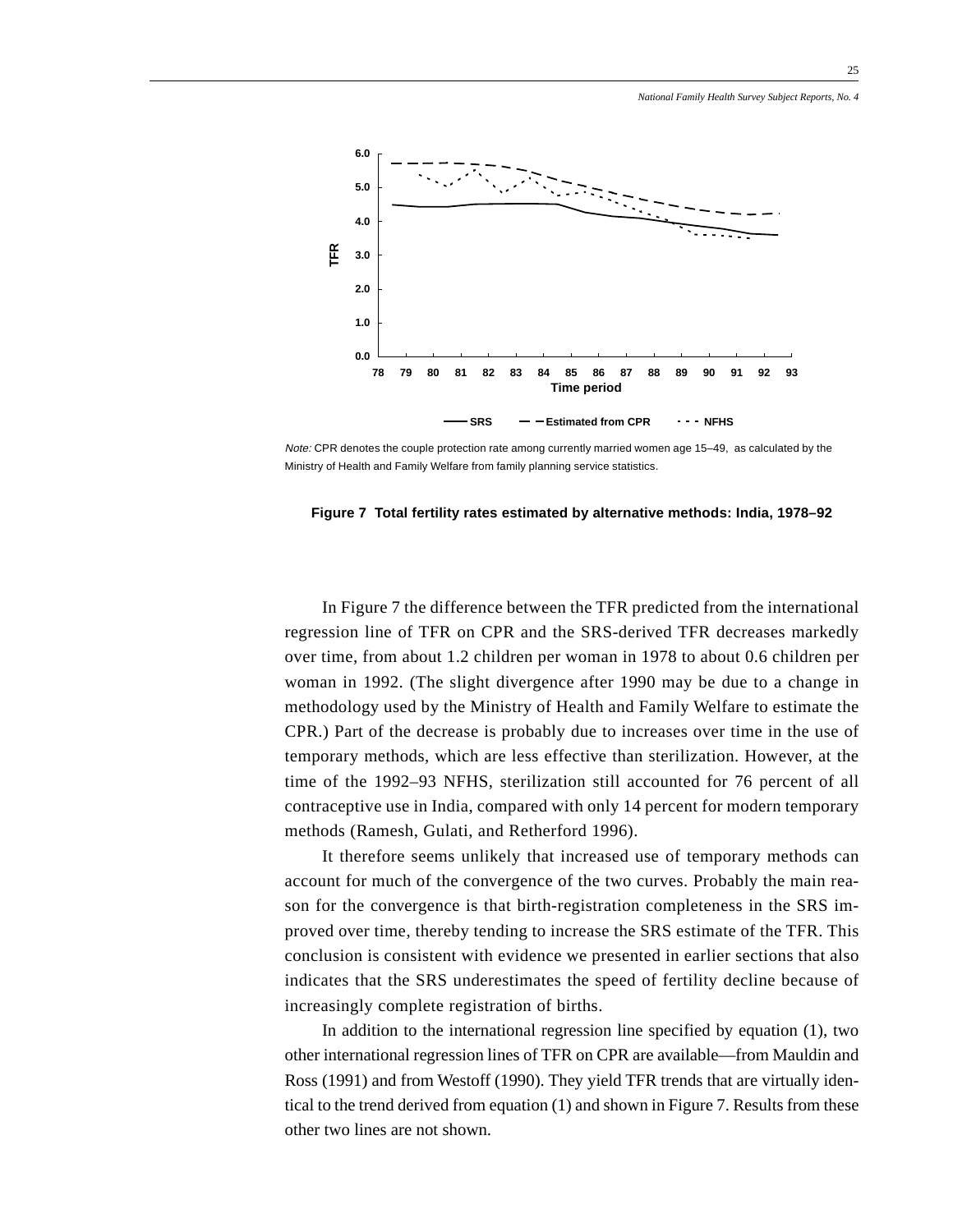*Note:* CPR denotes the couple protection rate among currently married women age 15–49, as calculated by the Ministry of Health and Family Welfare from family planning service statistics.

**Figure 7 Total fertility rates estimated by alternative methods: India, 1978–92**

In Figure 7 the difference between the TFR predicted from the international regression line of TFR on CPR and the SRS-derived TFR decreases markedly over time, from about 1.2 children per woman in 1978 to about 0.6 children per woman in 1992. (The slight divergence after 1990 may be due to a change in methodology used by the Ministry of Health and Family Welfare to estimate the CPR.) Part of the decrease is probably due to increases over time in the use of temporary methods, which are less effective than sterilization. However, at the time of the 1992–93 NFHS, sterilization still accounted for 76 percent of all contraceptive use in India, compared with only 14 percent for modern temporary methods (Ramesh, Gulati, and Retherford 1996).

It therefore seems unlikely that increased use of temporary methods can account for much of the convergence of the two curves. Probably the main reason for the convergence is that birth-registration completeness in the SRS improved over time, thereby tending to increase the SRS estimate of the TFR. This conclusion is consistent with evidence we presented in earlier sections that also indicates that the SRS underestimates the speed of fertility decline because of increasingly complete registration of births.

In addition to the international regression line specified by equation (1), two other international regression lines of TFR on CPR are available—from Mauldin and Ross (1991) and from Westoff (1990). They yield TFR trends that are virtually identical to the trend derived from equation (1) and shown in Figure 7. Results from these other two lines are not shown.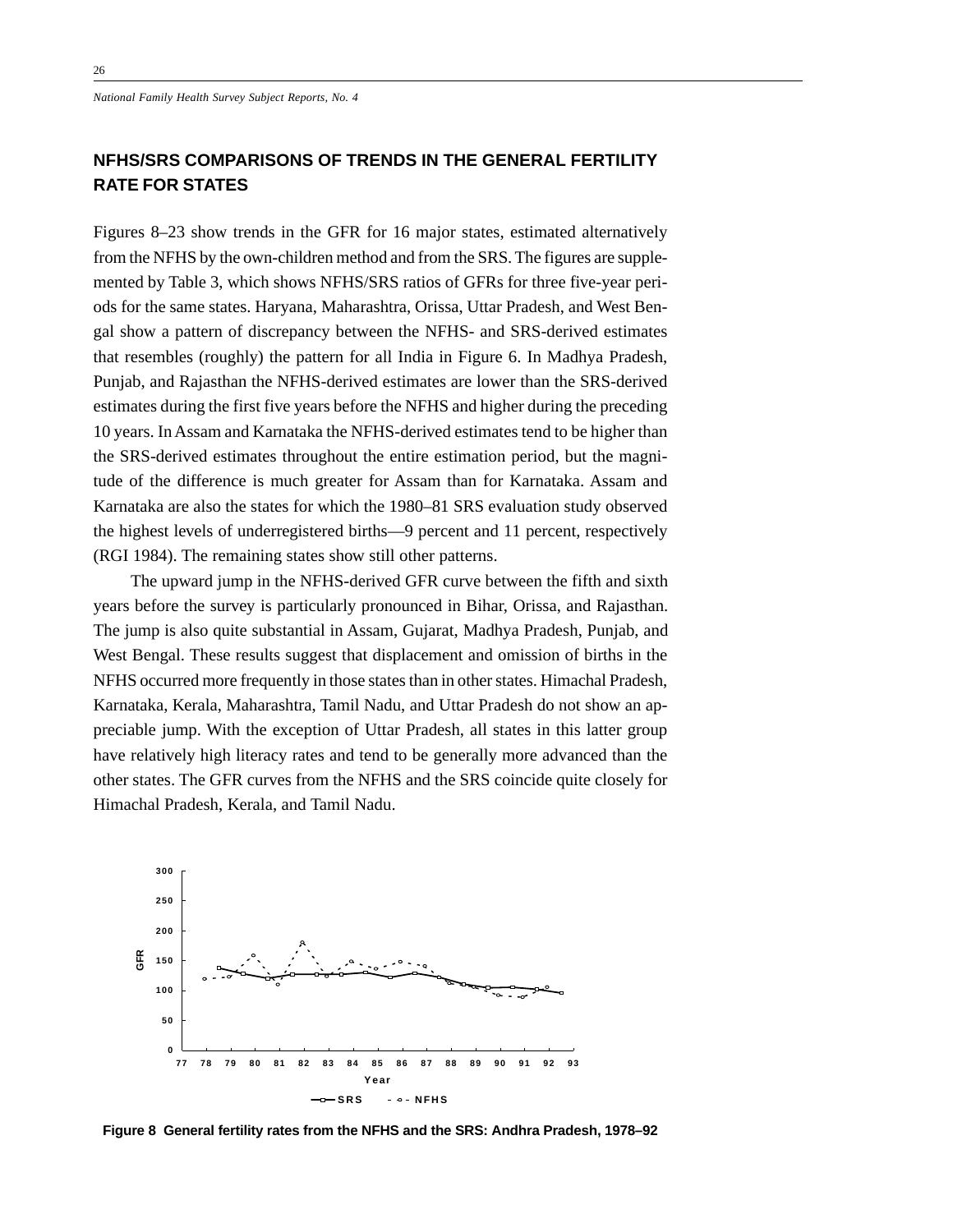## NFHS/SRS COMPARISONS OF TRENDS IN THE GENERAL FERTILITY RATE FOR STATES

Figures 8–23 show trends in the GFR for 16 major states, estimated alternatively from the NFHS by the own-children method and from the SRS. The figures are supplemented by Table 3, which shows NFHS/SRS ratios of GFRs for three five-year periods for the same states. Haryana, Maharashtra, Orissa, Uttar Pradesh, and West Bengal show a pattern of discrepancy between the NFHS- and SRS-derived estimates that resembles (roughly) the pattern for all India in Figure 6. In Madhya Pradesh, Punjab, and Rajasthan the NFHS-derived estimates are lower than the SRS-derived estimates during the first five years before the NFHS and higher during the preceding 10 years. In Assam and Karnataka the NFHS-derived estimates tend to be higher than the SRS-derived estimates throughout the entire estimation period, but the magnitude of the difference is much greater for Assam than for Karnataka. Assam and Karnataka are also the states for which the 1980–81 SRS evaluation study observed the highest levels of underregistered births—9 percent and 11 percent, respectively (RGI 1984). The remaining states show still other patterns.

The upward jump in the NFHS-derived GFR curve between the fifth and sixth years before the survey is particularly pronounced in Bihar, Orissa, and Rajasthan. The jump is also quite substantial in Assam, Gujarat, Madhya Pradesh, Punjab, and West Bengal. These results suggest that displacement and omission of births in the NFHS occurred more frequently in those states than in other states. Himachal Pradesh, Karnataka, Kerala, Maharashtra, Tamil Nadu, and Uttar Pradesh do not show an appreciable jump. With the exception of Uttar Pradesh, all states in this latter group have relatively high literacy rates and tend to be generally more advanced than the other states. The GFR curves from the NFHS and the SRS coincide quite closely for Himachal Pradesh, Kerala, and Tamil Nadu.

**Figure 8 General fertility rates from the NFHS and the SRS: Andhra Pradesh, 1978–92**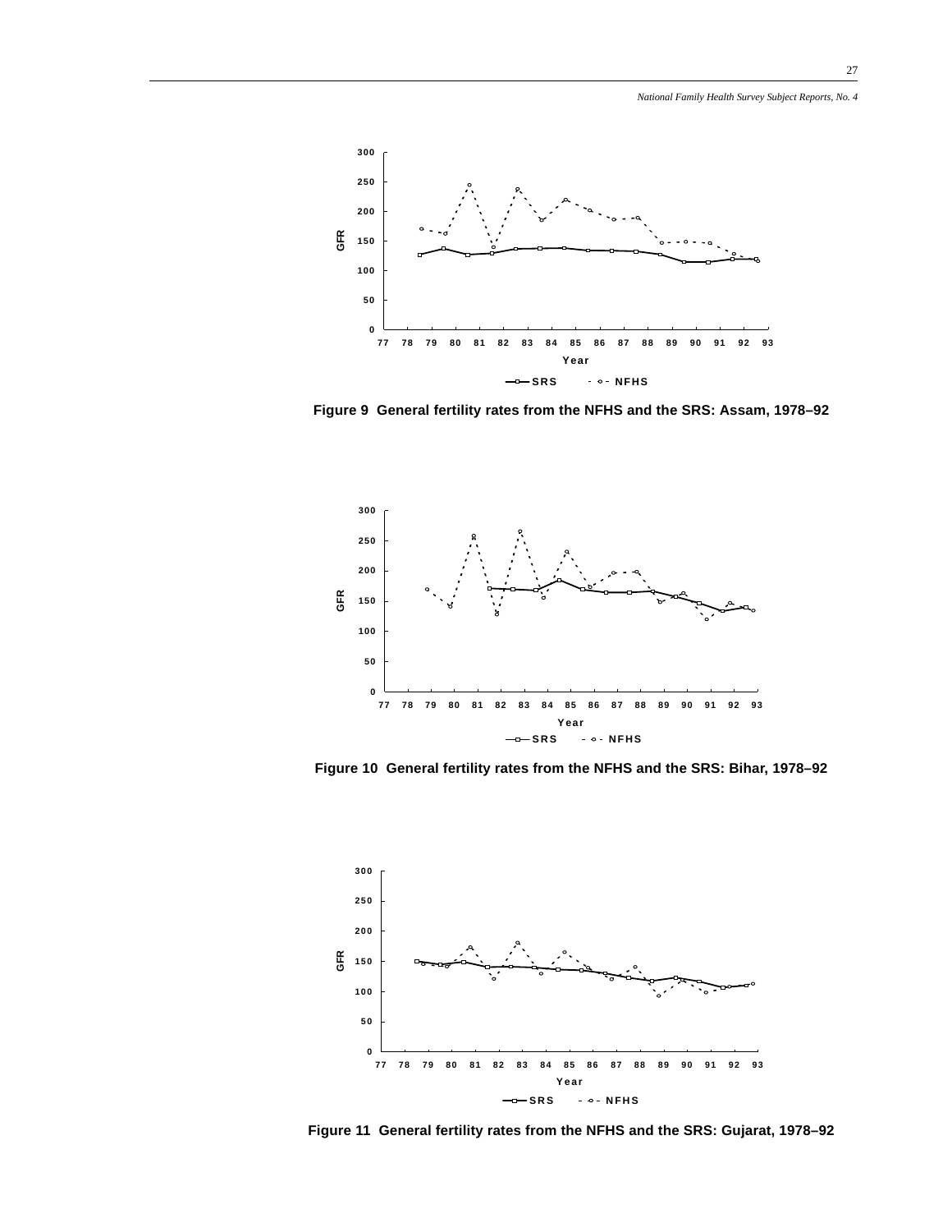Figure 9 General fertility rates from the NFHS and the SRS: Assam, 1978–92

Figure 10 General fertility rates from the NFHS and the SRS: Bihar, 1978–92

Figure 11 General fertility rates from the NFHS and the SRS: Gujarat, 1978–92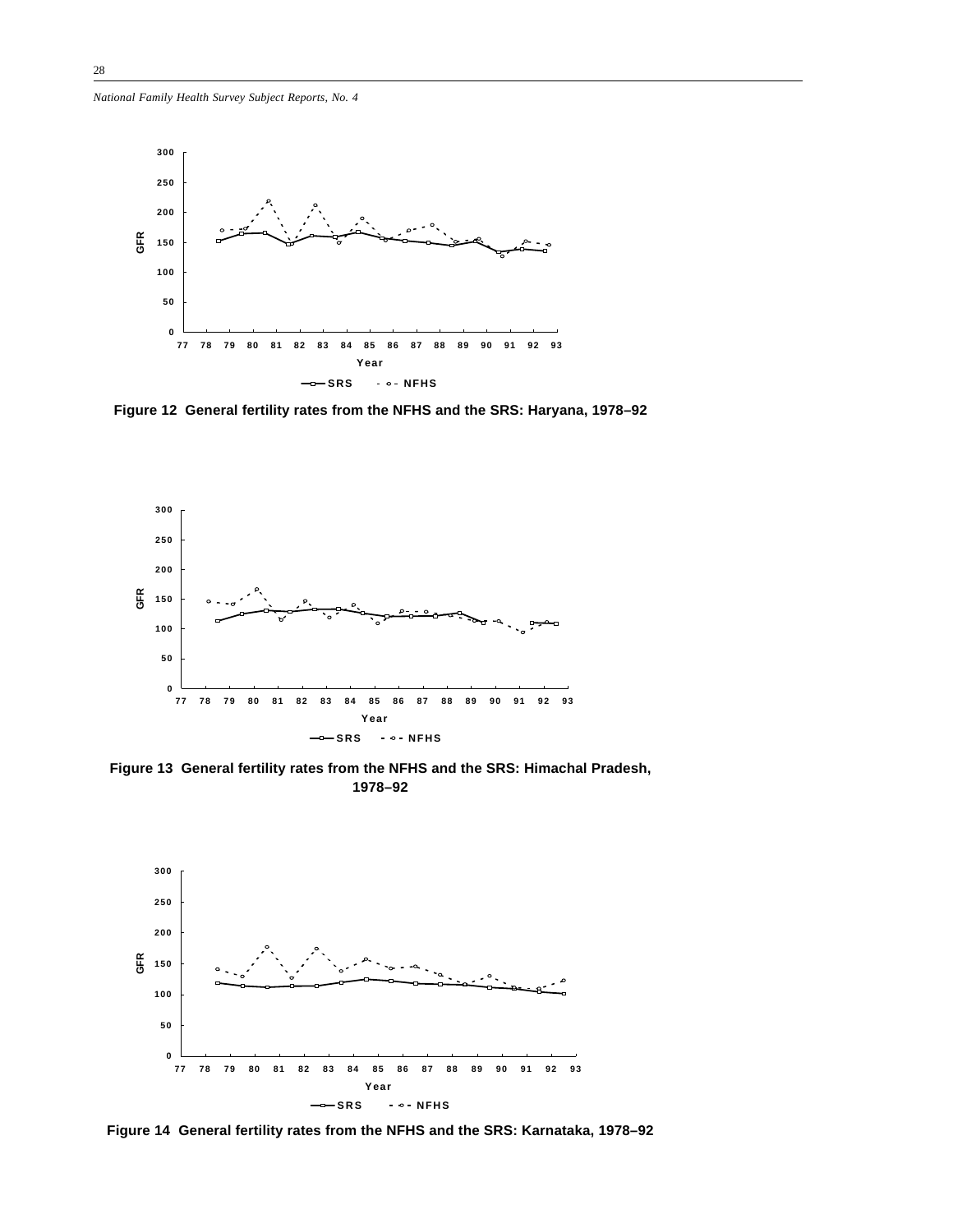Figure 12 General fertility rates from the NFHS and the SRS: Haryana, 1978–92

Figure 13 General fertility rates from the NFHS and the SRS: Himachal Pradesh, 1978–92

Figure 14 General fertility rates from the NFHS and the SRS: Karnataka, 1978–92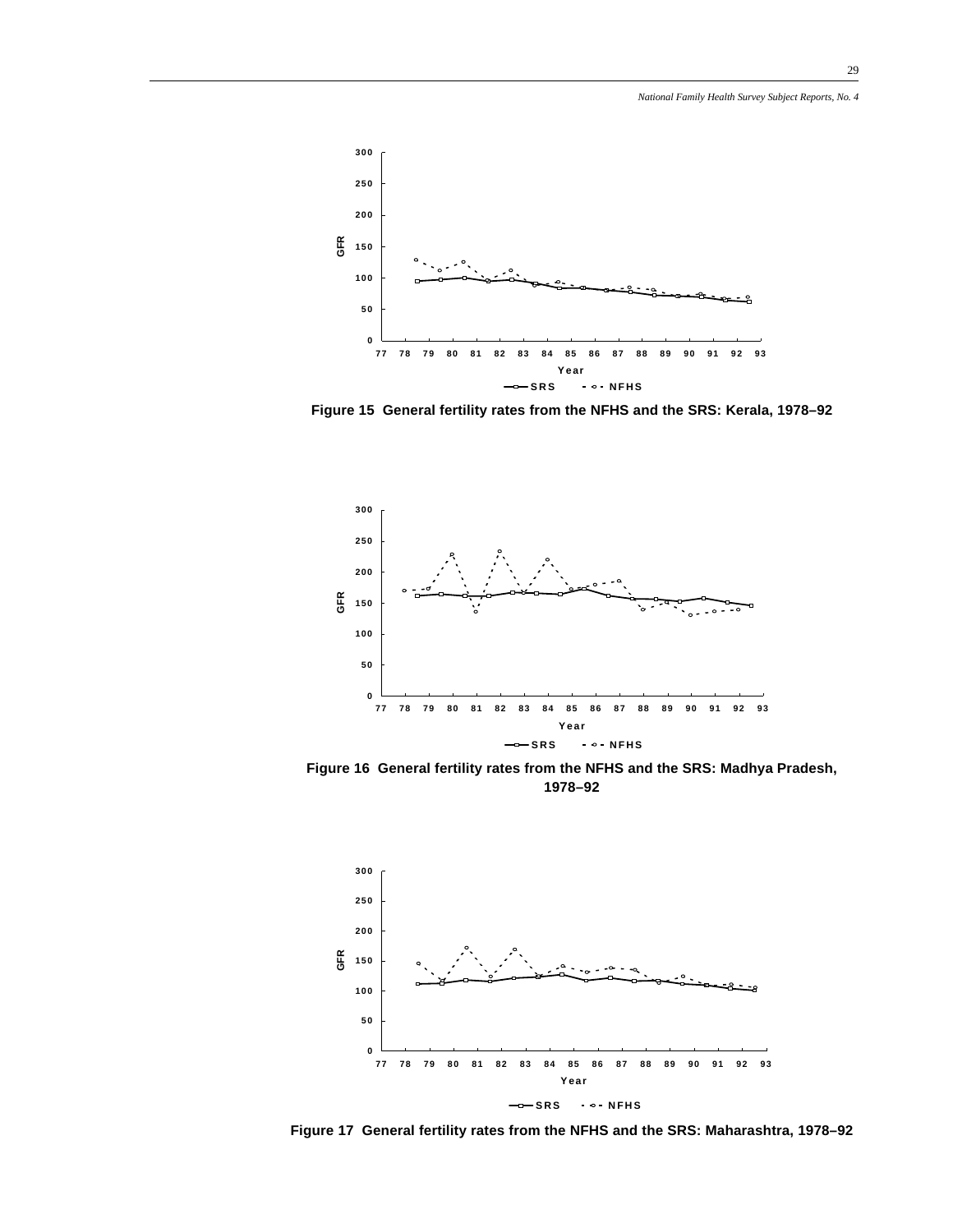Figure 15 General fertility rates from the NFHS and the SRS: Kerala, 1978–92

Figure 16 General fertility rates from the NFHS and the SRS: Madhya Pradesh, 1978–92

Figure 17 General fertility rates from the NFHS and the SRS: Maharashtra, 1978–92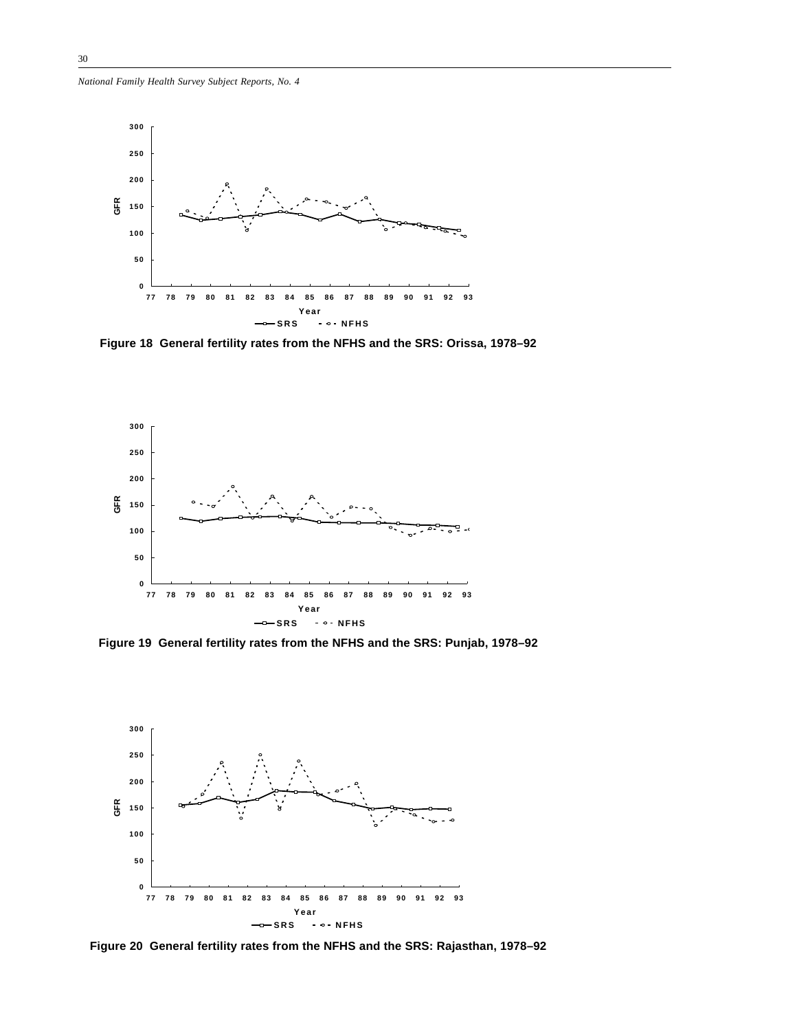Figure 18  General fertility rates from the NFHS and the SRS: Orissa, 1978–92

Figure 19  General fertility rates from the NFHS and the SRS: Punjab, 1978–92

Figure 20  General fertility rates from the NFHS and the SRS: Rajasthan, 1978–92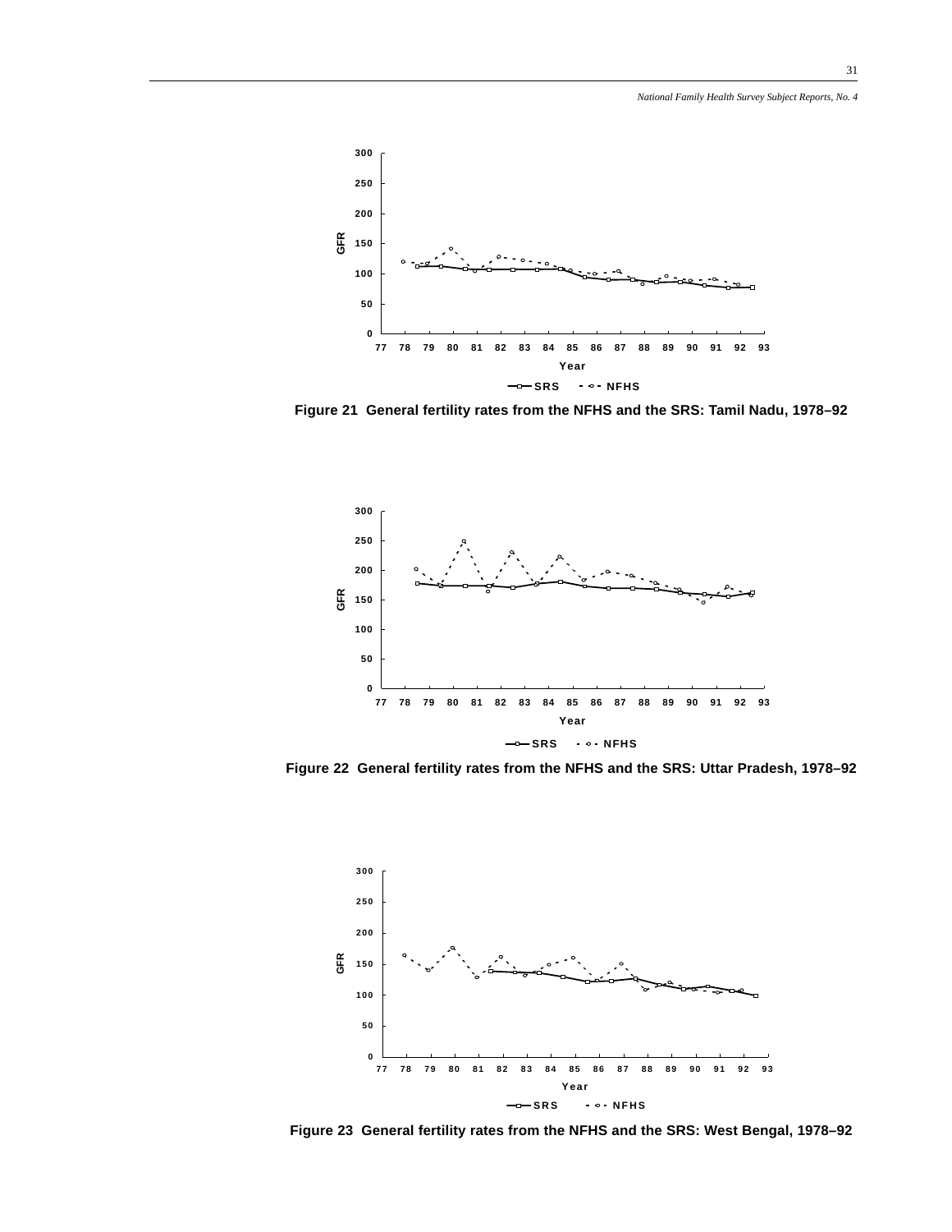Figure 21 General fertility rates from the NFHS and the SRS: Tamil Nadu, 1978–92

Figure 22 General fertility rates from the NFHS and the SRS: Uttar Pradesh, 1978–92

Figure 23 General fertility rates from the NFHS and the SRS: West Bengal, 1978–92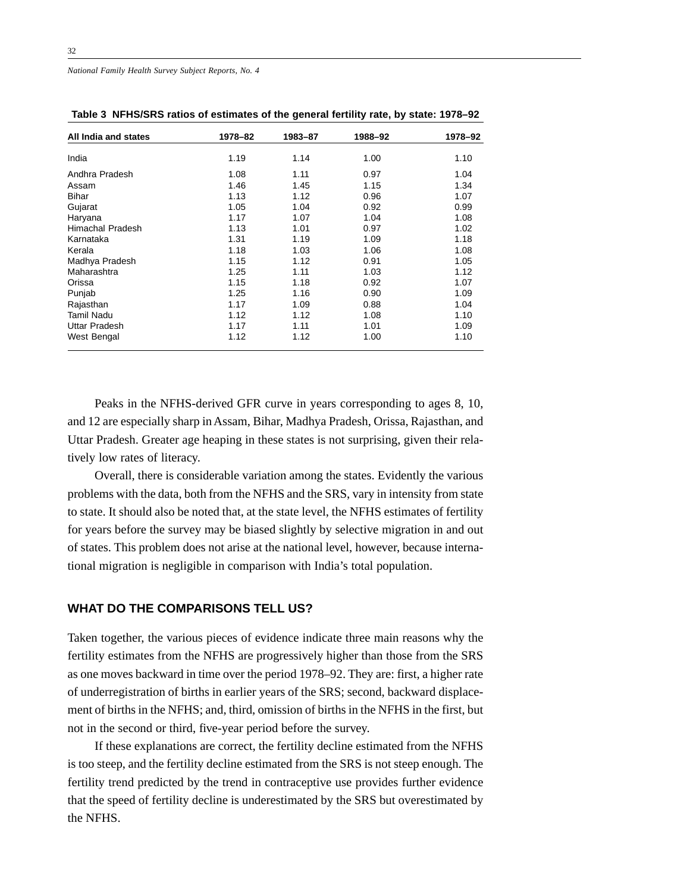**Table 3 NFHS/SRS ratios of estimates of the general fertility rate, by state: 1978–92**

| All India and states | 1978–82 | 1983–87 | 1988–92 | 1978–92 |
|---|---|---|---|---|
| India | 1.19 | 1.14 | 1.00 | 1.10 |
| Andhra Pradesh | 1.08 | 1.11 | 0.97 | 1.04 |
| Assam | 1.46 | 1.45 | 1.15 | 1.34 |
| Bihar | 1.13 | 1.12 | 0.96 | 1.07 |
| Gujarat | 1.05 | 1.04 | 0.92 | 0.99 |
| Haryana | 1.17 | 1.07 | 1.04 | 1.08 |
| Himachal Pradesh | 1.13 | 1.01 | 0.97 | 1.02 |
| Karnataka | 1.31 | 1.19 | 1.09 | 1.18 |
| Kerala | 1.18 | 1.03 | 1.06 | 1.08 |
| Madhya Pradesh | 1.15 | 1.12 | 0.91 | 1.05 |
| Maharashtra | 1.25 | 1.11 | 1.03 | 1.12 |
| Orissa | 1.15 | 1.18 | 0.92 | 1.07 |
| Punjab | 1.25 | 1.16 | 0.90 | 1.09 |
| Rajasthan | 1.17 | 1.09 | 0.88 | 1.04 |
| Tamil Nadu | 1.12 | 1.12 | 1.08 | 1.10 |
| Uttar Pradesh | 1.17 | 1.11 | 1.01 | 1.09 |
| West Bengal | 1.12 | 1.12 | 1.00 | 1.10 |

Peaks in the NFHS-derived GFR curve in years corresponding to ages 8, 10, and 12 are especially sharp in Assam, Bihar, Madhya Pradesh, Orissa, Rajasthan, and Uttar Pradesh. Greater age heaping in these states is not surprising, given their relatively low rates of literacy.

Overall, there is considerable variation among the states. Evidently the various problems with the data, both from the NFHS and the SRS, vary in intensity from state to state. It should also be noted that, at the state level, the NFHS estimates of fertility for years before the survey may be biased slightly by selective migration in and out of states. This problem does not arise at the national level, however, because international migration is negligible in comparison with India's total population.

## WHAT DO THE COMPARISONS TELL US?

Taken together, the various pieces of evidence indicate three main reasons why the fertility estimates from the NFHS are progressively higher than those from the SRS as one moves backward in time over the period 1978–92. They are: first, a higher rate of underregistration of births in earlier years of the SRS; second, backward displacement of births in the NFHS; and, third, omission of births in the NFHS in the first, but not in the second or third, five-year period before the survey.

If these explanations are correct, the fertility decline estimated from the NFHS is too steep, and the fertility decline estimated from the SRS is not steep enough. The fertility trend predicted by the trend in contraceptive use provides further evidence that the speed of fertility decline is underestimated by the SRS but overestimated by the NFHS.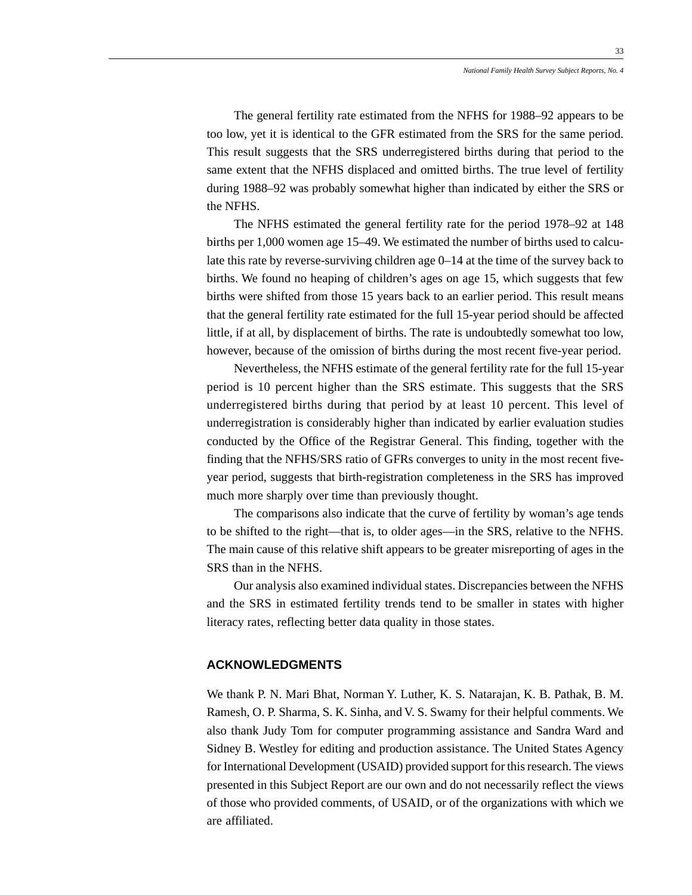The general fertility rate estimated from the NFHS for 1988–92 appears to be too low, yet it is identical to the GFR estimated from the SRS for the same period. This result suggests that the SRS underregistered births during that period to the same extent that the NFHS displaced and omitted births. The true level of fertility during 1988–92 was probably somewhat higher than indicated by either the SRS or the NFHS.

The NFHS estimated the general fertility rate for the period 1978–92 at 148 births per 1,000 women age 15–49. We estimated the number of births used to calculate this rate by reverse-surviving children age 0–14 at the time of the survey back to births. We found no heaping of children's ages on age 15, which suggests that few births were shifted from those 15 years back to an earlier period. This result means that the general fertility rate estimated for the full 15-year period should be affected little, if at all, by displacement of births. The rate is undoubtedly somewhat too low, however, because of the omission of births during the most recent five-year period.

Nevertheless, the NFHS estimate of the general fertility rate for the full 15-year period is 10 percent higher than the SRS estimate. This suggests that the SRS underregistered births during that period by at least 10 percent. This level of underregistration is considerably higher than indicated by earlier evaluation studies conducted by the Office of the Registrar General. This finding, together with the finding that the NFHS/SRS ratio of GFRs converges to unity in the most recent five-year period, suggests that birth-registration completeness in the SRS has improved much more sharply over time than previously thought.

The comparisons also indicate that the curve of fertility by woman's age tends to be shifted to the right—that is, to older ages—in the SRS, relative to the NFHS. The main cause of this relative shift appears to be greater misreporting of ages in the SRS than in the NFHS.

Our analysis also examined individual states. Discrepancies between the NFHS and the SRS in estimated fertility trends tend to be smaller in states with higher literacy rates, reflecting better data quality in those states.

## ACKNOWLEDGMENTS

We thank P. N. Mari Bhat, Norman Y. Luther, K. S. Natarajan, K. B. Pathak, B. M. Ramesh, O. P. Sharma, S. K. Sinha, and V. S. Swamy for their helpful comments. We also thank Judy Tom for computer programming assistance and Sandra Ward and Sidney B. Westley for editing and production assistance. The United States Agency for International Development (USAID) provided support for this research. The views presented in this Subject Report are our own and do not necessarily reflect the views of those who provided comments, of USAID, or of the organizations with which we are affiliated.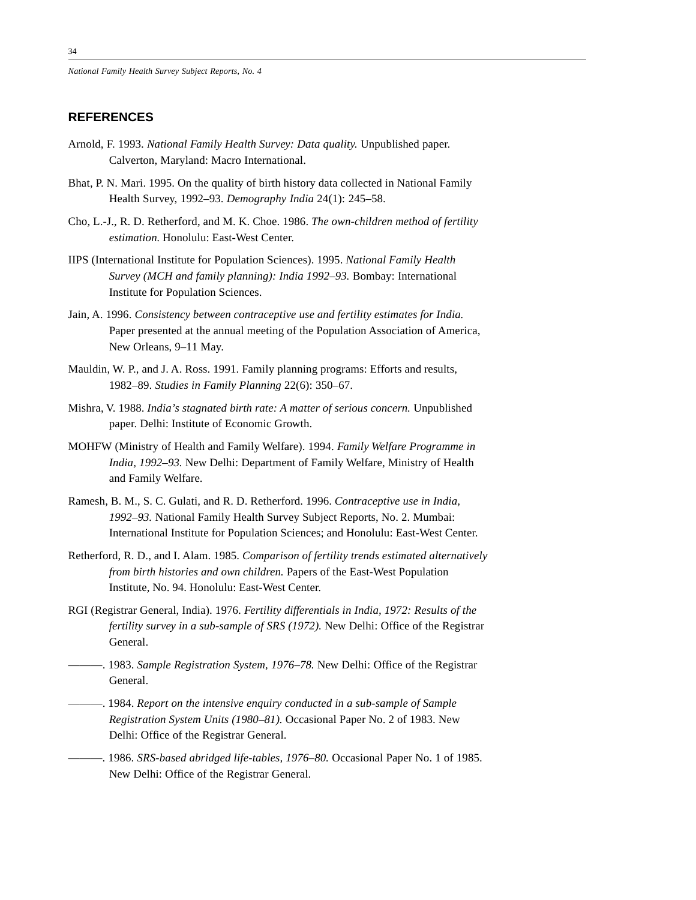## REFERENCES

Arnold, F. 1993. *National Family Health Survey: Data quality.* Unpublished paper. Calverton, Maryland: Macro International.

Bhat, P. N. Mari. 1995. On the quality of birth history data collected in National Family Health Survey, 1992–93. *Demography India* 24(1): 245–58.

Cho, L.-J., R. D. Retherford, and M. K. Choe. 1986. *The own-children method of fertility estimation.* Honolulu: East-West Center.

IIPS (International Institute for Population Sciences). 1995. *National Family Health Survey (MCH and family planning): India 1992–93.* Bombay: International Institute for Population Sciences.

Jain, A. 1996. *Consistency between contraceptive use and fertility estimates for India.* Paper presented at the annual meeting of the Population Association of America, New Orleans, 9–11 May.

Mauldin, W. P., and J. A. Ross. 1991. Family planning programs: Efforts and results, 1982–89. *Studies in Family Planning* 22(6): 350–67.

Mishra, V. 1988. *India's stagnated birth rate: A matter of serious concern.* Unpublished paper. Delhi: Institute of Economic Growth.

MOHFW (Ministry of Health and Family Welfare). 1994. *Family Welfare Programme in India, 1992–93.* New Delhi: Department of Family Welfare, Ministry of Health and Family Welfare.

Ramesh, B. M., S. C. Gulati, and R. D. Retherford. 1996. *Contraceptive use in India, 1992–93.* National Family Health Survey Subject Reports, No. 2. Mumbai: International Institute for Population Sciences; and Honolulu: East-West Center.

Retherford, R. D., and I. Alam. 1985. *Comparison of fertility trends estimated alternatively from birth histories and own children.* Papers of the East-West Population Institute, No. 94. Honolulu: East-West Center.

RGI (Registrar General, India). 1976. *Fertility differentials in India, 1972: Results of the fertility survey in a sub-sample of SRS (1972).* New Delhi: Office of the Registrar General.

———. 1983. *Sample Registration System, 1976–78.* New Delhi: Office of the Registrar General.

———. 1984. *Report on the intensive enquiry conducted in a sub-sample of Sample Registration System Units (1980–81).* Occasional Paper No. 2 of 1983. New Delhi: Office of the Registrar General.

———. 1986. *SRS-based abridged life-tables, 1976–80.* Occasional Paper No. 1 of 1985. New Delhi: Office of the Registrar General.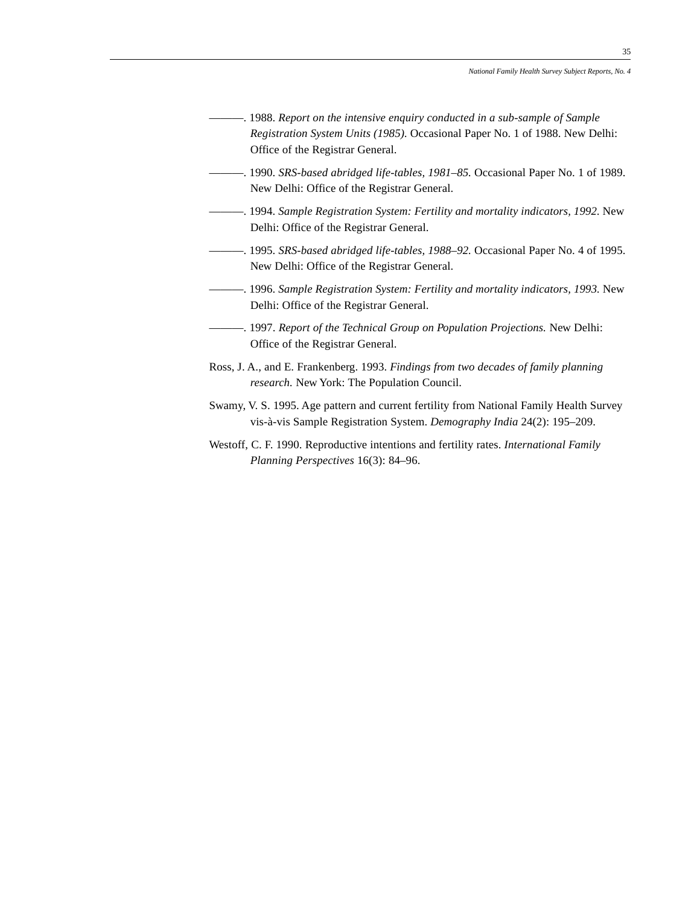———. 1988. *Report on the intensive enquiry conducted in a sub-sample of Sample Registration System Units (1985).* Occasional Paper No. 1 of 1988. New Delhi: Office of the Registrar General.

———. 1990. *SRS-based abridged life-tables, 1981–85.* Occasional Paper No. 1 of 1989. New Delhi: Office of the Registrar General.

———. 1994. *Sample Registration System: Fertility and mortality indicators, 1992.* New Delhi: Office of the Registrar General.

———. 1995. *SRS-based abridged life-tables, 1988–92.* Occasional Paper No. 4 of 1995. New Delhi: Office of the Registrar General.

———. 1996. *Sample Registration System: Fertility and mortality indicators, 1993.* New Delhi: Office of the Registrar General.

———. 1997. *Report of the Technical Group on Population Projections.* New Delhi: Office of the Registrar General.

Ross, J. A., and E. Frankenberg. 1993. *Findings from two decades of family planning research.* New York: The Population Council.

Swamy, V. S. 1995. Age pattern and current fertility from National Family Health Survey vis-à-vis Sample Registration System. *Demography India* 24(2): 195–209.

Westoff, C. F. 1990. Reproductive intentions and fertility rates. *International Family Planning Perspectives* 16(3): 84–96.